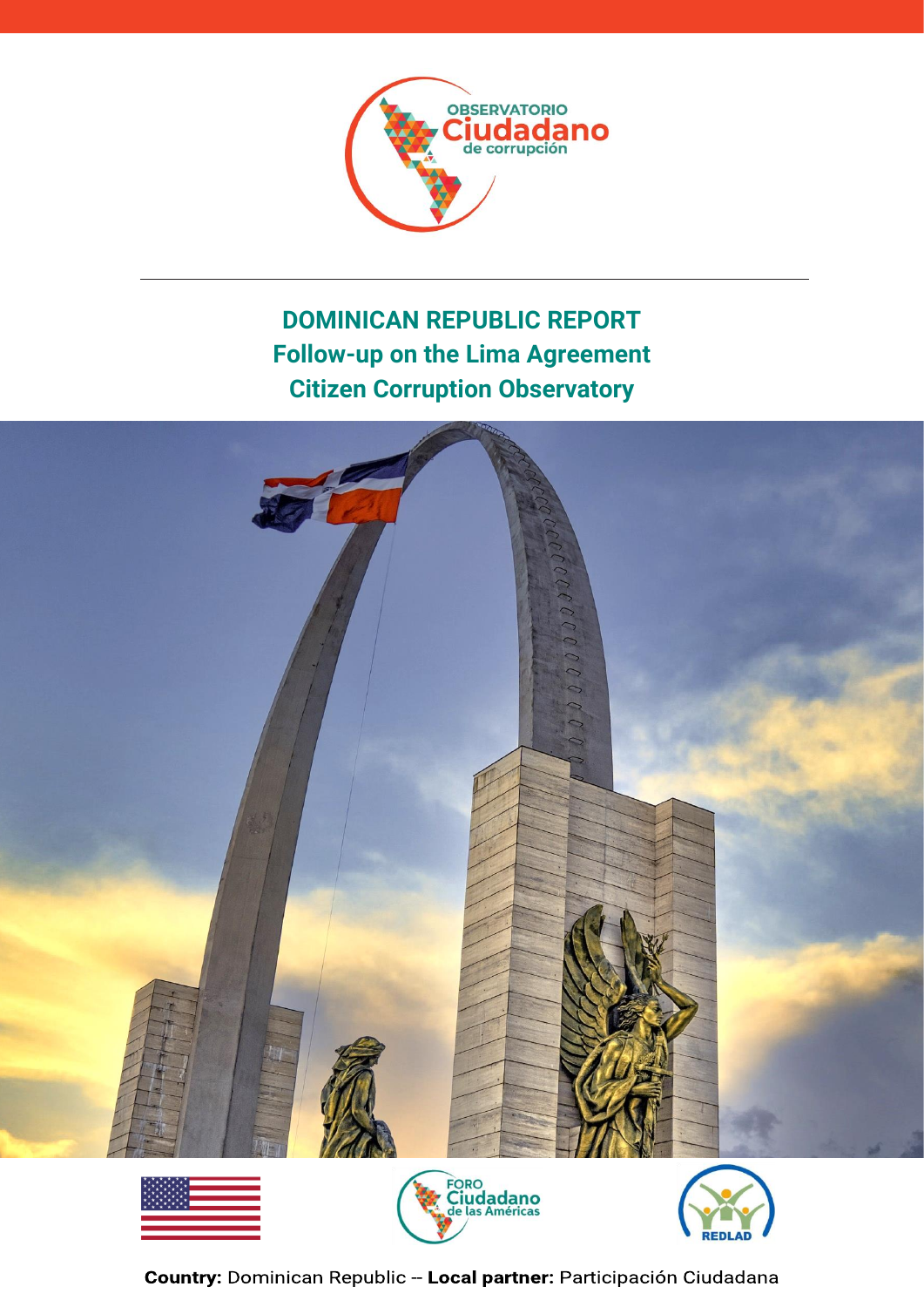OBSERVATORIO Ciudadano de corrupción

# DOMINICAN REPUBLIC REPORT
# Follow-up on the Lima Agreement
# Citizen Corruption Observatory

FORO Ciudadano de las Américas

REDLAD

**Country:** Dominican Republic -- **Local partner:** Participación Ciudadana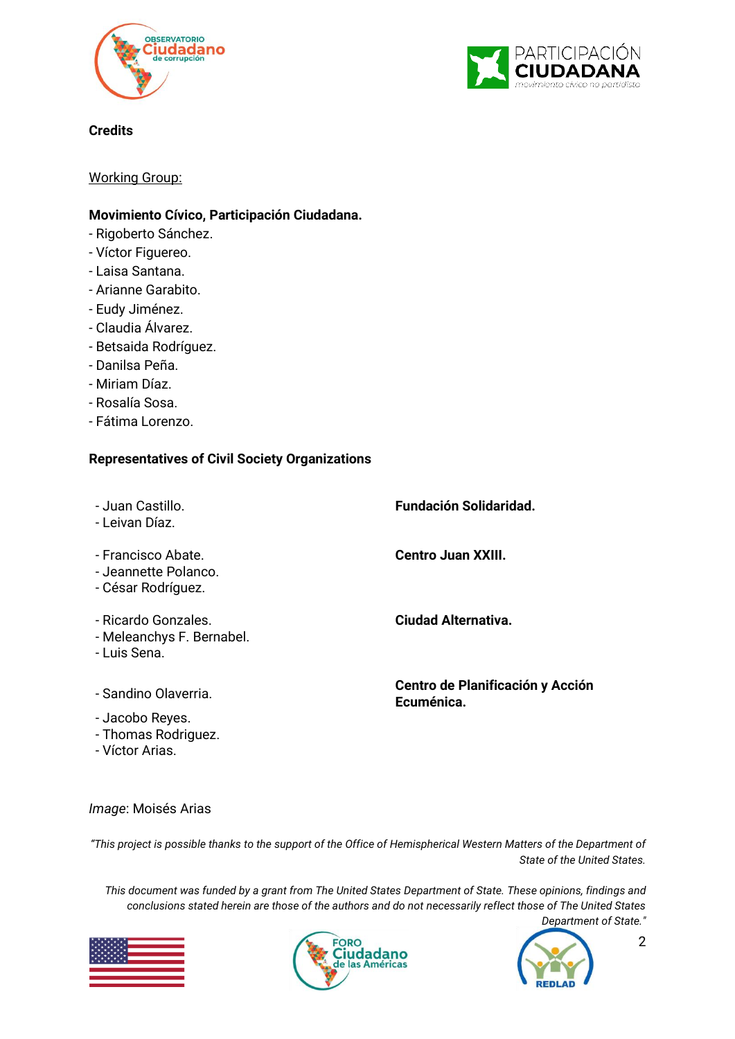**Credits**

Working Group:

**Movimiento Cívico, Participación Ciudadana.**

- Rigoberto Sánchez.
- Víctor Figuereo.
- Laisa Santana.
- Arianne Garabito.
- Eudy Jiménez.
- Claudia Álvarez.
- Betsaida Rodríguez.
- Danilsa Peña.
- Miriam Díaz.
- Rosalía Sosa.
- Fátima Lorenzo.

**Representatives of Civil Society Organizations**

**Fundación Solidaridad.**

- Juan Castillo.
- Leivan Díaz.

**Centro Juan XXIII.**

- Francisco Abate.
- Jeannette Polanco.
- César Rodríguez.

**Ciudad Alternativa.**

- Ricardo Gonzales.
- Meleanchys F. Bernabel.
- Luis Sena.

**Centro de Planificación y Acción Ecuménica.**

- Sandino Olaverria.

- Jacobo Reyes.
- Thomas Rodriguez.
- Víctor Arias.

*Image*: Moisés Arias

*"This project is possible thanks to the support of the Office of Hemispherical Western Matters of the Department of State of the United States.*

*This document was funded by a grant from The United States Department of State. These opinions, findings and conclusions stated herein are those of the authors and do not necessarily reflect those of The United States Department of State."*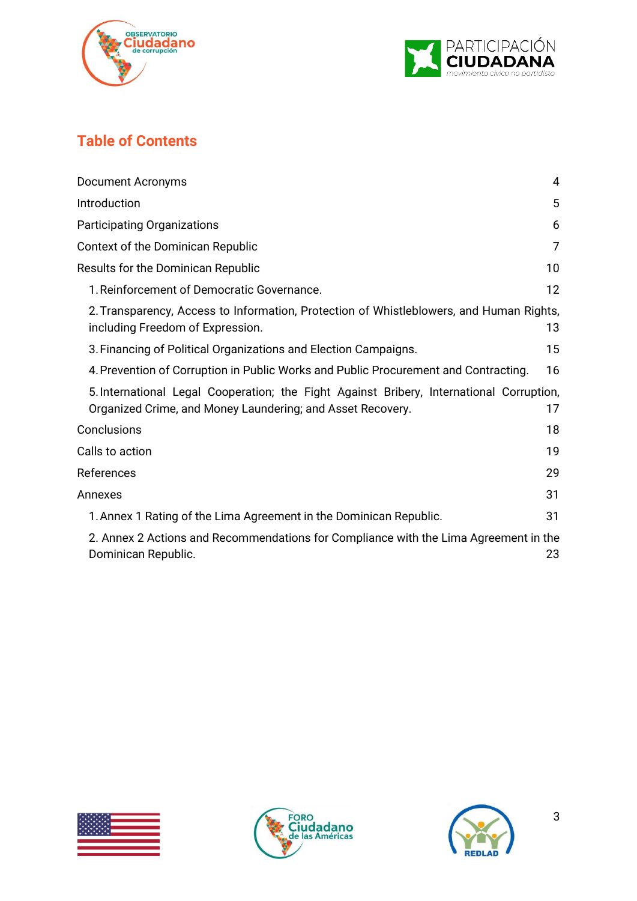## Table of Contents

| | |
|---|---|
| Document Acronyms | 4 |
| Introduction | 5 |
| Participating Organizations | 6 |
| Context of the Dominican Republic | 7 |
| Results for the Dominican Republic | 10 |
| 1. Reinforcement of Democratic Governance. | 12 |
| 2. Transparency, Access to Information, Protection of Whistleblowers, and Human Rights, including Freedom of Expression. | 13 |
| 3. Financing of Political Organizations and Election Campaigns. | 15 |
| 4. Prevention of Corruption in Public Works and Public Procurement and Contracting. | 16 |
| 5. International Legal Cooperation; the Fight Against Bribery, International Corruption, Organized Crime, and Money Laundering; and Asset Recovery. | 17 |
| Conclusions | 18 |
| Calls to action | 19 |
| References | 29 |
| Annexes | 31 |
| 1. Annex 1 Rating of the Lima Agreement in the Dominican Republic. | 31 |
| 2. Annex 2 Actions and Recommendations for Compliance with the Lima Agreement in the Dominican Republic. | 23 |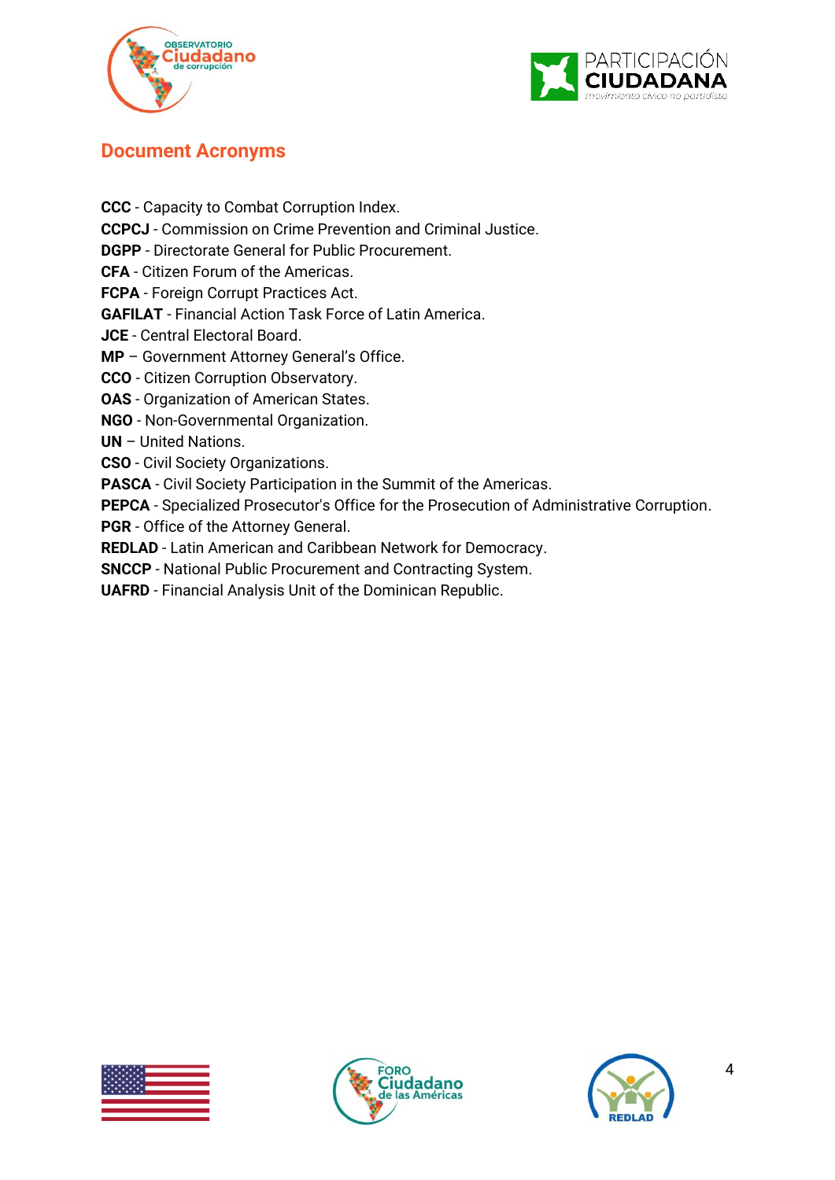## Document Acronyms

**CCC** - Capacity to Combat Corruption Index.
**CCPCJ** - Commission on Crime Prevention and Criminal Justice.
**DGPP** - Directorate General for Public Procurement.
**CFA** - Citizen Forum of the Americas.
**FCPA** - Foreign Corrupt Practices Act.
**GAFILAT** - Financial Action Task Force of Latin America.
**JCE** - Central Electoral Board.
**MP** – Government Attorney General's Office.
**CCO** - Citizen Corruption Observatory.
**OAS** - Organization of American States.
**NGO** - Non-Governmental Organization.
**UN** – United Nations.
**CSO** - Civil Society Organizations.
**PASCA** - Civil Society Participation in the Summit of the Americas.
**PEPCA** - Specialized Prosecutor's Office for the Prosecution of Administrative Corruption.
**PGR** - Office of the Attorney General.
**REDLAD** - Latin American and Caribbean Network for Democracy.
**SNCCP** - National Public Procurement and Contracting System.
**UAFRD** - Financial Analysis Unit of the Dominican Republic.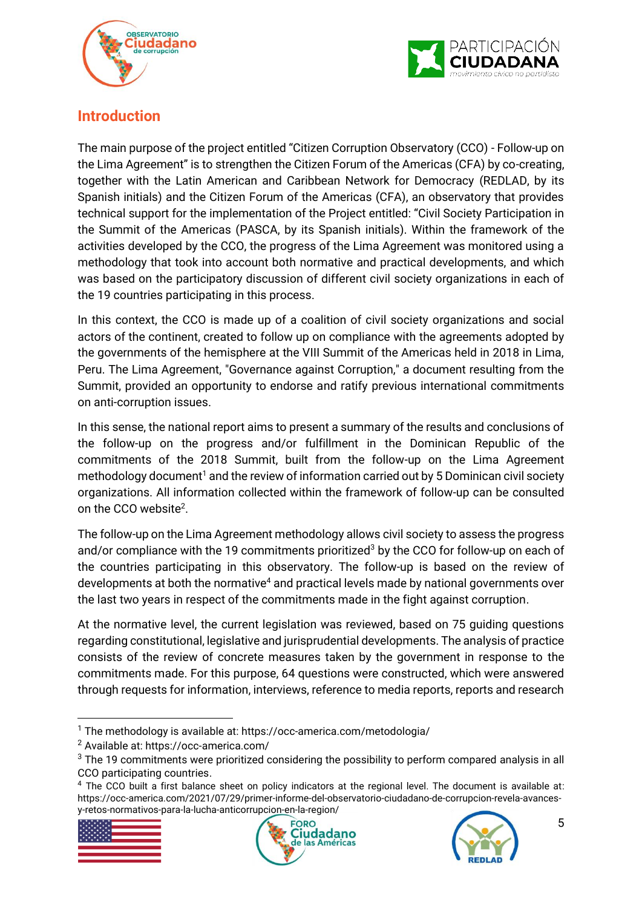## Introduction

The main purpose of the project entitled "Citizen Corruption Observatory (CCO) - Follow-up on the Lima Agreement" is to strengthen the Citizen Forum of the Americas (CFA) by co-creating, together with the Latin American and Caribbean Network for Democracy (REDLAD, by its Spanish initials) and the Citizen Forum of the Americas (CFA), an observatory that provides technical support for the implementation of the Project entitled: "Civil Society Participation in the Summit of the Americas (PASCA, by its Spanish initials). Within the framework of the activities developed by the CCO, the progress of the Lima Agreement was monitored using a methodology that took into account both normative and practical developments, and which was based on the participatory discussion of different civil society organizations in each of the 19 countries participating in this process.

In this context, the CCO is made up of a coalition of civil society organizations and social actors of the continent, created to follow up on compliance with the agreements adopted by the governments of the hemisphere at the VIII Summit of the Americas held in 2018 in Lima, Peru. The Lima Agreement, "Governance against Corruption," a document resulting from the Summit, provided an opportunity to endorse and ratify previous international commitments on anti-corruption issues.

In this sense, the national report aims to present a summary of the results and conclusions of the follow-up on the progress and/or fulfillment in the Dominican Republic of the commitments of the 2018 Summit, built from the follow-up on the Lima Agreement methodology document[1] and the review of information carried out by 5 Dominican civil society organizations. All information collected within the framework of follow-up can be consulted on the CCO website[2].

The follow-up on the Lima Agreement methodology allows civil society to assess the progress and/or compliance with the 19 commitments prioritized[3] by the CCO for follow-up on each of the countries participating in this observatory. The follow-up is based on the review of developments at both the normative[4] and practical levels made by national governments over the last two years in respect of the commitments made in the fight against corruption.

At the normative level, the current legislation was reviewed, based on 75 guiding questions regarding constitutional, legislative and jurisprudential developments. The analysis of practice consists of the review of concrete measures taken by the government in response to the commitments made. For this purpose, 64 questions were constructed, which were answered through requests for information, interviews, reference to media reports, reports and research

---

[1] The methodology is available at: https://occ-america.com/metodologia/

[2] Available at: https://occ-america.com/

[3] The 19 commitments were prioritized considering the possibility to perform compared analysis in all CCO participating countries.

[4] The CCO built a first balance sheet on policy indicators at the regional level. The document is available at: https://occ-america.com/2021/07/29/primer-informe-del-observatorio-ciudadano-de-corrupcion-revela-avances-y-retos-normativos-para-la-lucha-anticorrupcion-en-la-region/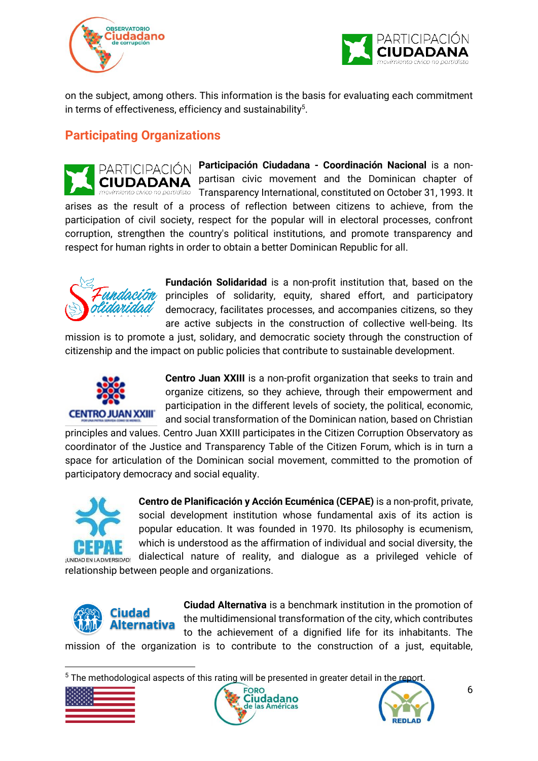on the subject, among others. This information is the basis for evaluating each commitment in terms of effectiveness, efficiency and sustainability[5].

## Participating Organizations

**Participación Ciudadana - Coordinación Nacional** is a non-partisan civic movement and the Dominican chapter of Transparency International, constituted on October 31, 1993. It arises as the result of a process of reflection between citizens to achieve, from the participation of civil society, respect for the popular will in electoral processes, confront corruption, strengthen the country's political institutions, and promote transparency and respect for human rights in order to obtain a better Dominican Republic for all.

**Fundación Solidaridad** is a non-profit institution that, based on the principles of solidarity, equity, shared effort, and participatory democracy, facilitates processes, and accompanies citizens, so they are active subjects in the construction of collective well-being. Its mission is to promote a just, solidary, and democratic society through the construction of citizenship and the impact on public policies that contribute to sustainable development.

**Centro Juan XXIII** is a non-profit organization that seeks to train and organize citizens, so they achieve, through their empowerment and participation in the different levels of society, the political, economic, and social transformation of the Dominican nation, based on Christian principles and values. Centro Juan XXIII participates in the Citizen Corruption Observatory as coordinator of the Justice and Transparency Table of the Citizen Forum, which is in turn a space for articulation of the Dominican social movement, committed to the promotion of participatory democracy and social equality.

**Centro de Planificación y Acción Ecuménica (CEPAE)** is a non-profit, private, social development institution whose fundamental axis of its action is popular education. It was founded in 1970. Its philosophy is ecumenism, which is understood as the affirmation of individual and social diversity, the dialectical nature of reality, and dialogue as a privileged vehicle of relationship between people and organizations.

**Ciudad Alternativa** is a benchmark institution in the promotion of the multidimensional transformation of the city, which contributes to the achievement of a dignified life for its inhabitants. The mission of the organization is to contribute to the construction of a just, equitable,

[5] The methodological aspects of this rating will be presented in greater detail in the report.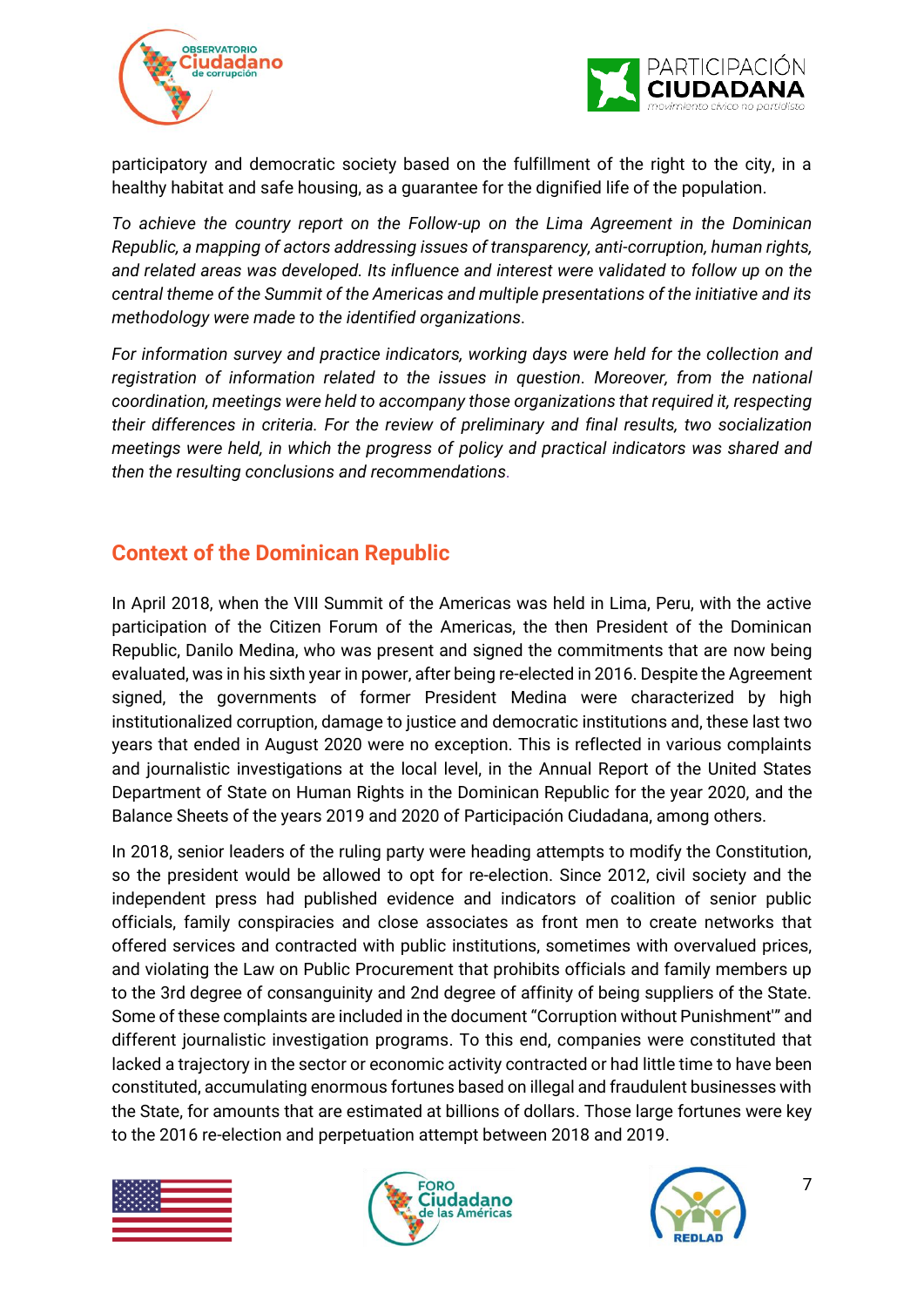participatory and democratic society based on the fulfillment of the right to the city, in a healthy habitat and safe housing, as a guarantee for the dignified life of the population.

*To achieve the country report on the Follow-up on the Lima Agreement in the Dominican Republic, a mapping of actors addressing issues of transparency, anti-corruption, human rights, and related areas was developed. Its influence and interest were validated to follow up on the central theme of the Summit of the Americas and multiple presentations of the initiative and its methodology were made to the identified organizations.*

*For information survey and practice indicators, working days were held for the collection and registration of information related to the issues in question. Moreover, from the national coordination, meetings were held to accompany those organizations that required it, respecting their differences in criteria. For the review of preliminary and final results, two socialization meetings were held, in which the progress of policy and practical indicators was shared and then the resulting conclusions and recommendations.*

## Context of the Dominican Republic

In April 2018, when the VIII Summit of the Americas was held in Lima, Peru, with the active participation of the Citizen Forum of the Americas, the then President of the Dominican Republic, Danilo Medina, who was present and signed the commitments that are now being evaluated, was in his sixth year in power, after being re-elected in 2016. Despite the Agreement signed, the governments of former President Medina were characterized by high institutionalized corruption, damage to justice and democratic institutions and, these last two years that ended in August 2020 were no exception. This is reflected in various complaints and journalistic investigations at the local level, in the Annual Report of the United States Department of State on Human Rights in the Dominican Republic for the year 2020, and the Balance Sheets of the years 2019 and 2020 of Participación Ciudadana, among others.

In 2018, senior leaders of the ruling party were heading attempts to modify the Constitution, so the president would be allowed to opt for re-election. Since 2012, civil society and the independent press had published evidence and indicators of coalition of senior public officials, family conspiracies and close associates as front men to create networks that offered services and contracted with public institutions, sometimes with overvalued prices, and violating the Law on Public Procurement that prohibits officials and family members up to the 3rd degree of consanguinity and 2nd degree of affinity of being suppliers of the State. Some of these complaints are included in the document "Corruption without Punishment'" and different journalistic investigation programs. To this end, companies were constituted that lacked a trajectory in the sector or economic activity contracted or had little time to have been constituted, accumulating enormous fortunes based on illegal and fraudulent businesses with the State, for amounts that are estimated at billions of dollars. Those large fortunes were key to the 2016 re-election and perpetuation attempt between 2018 and 2019.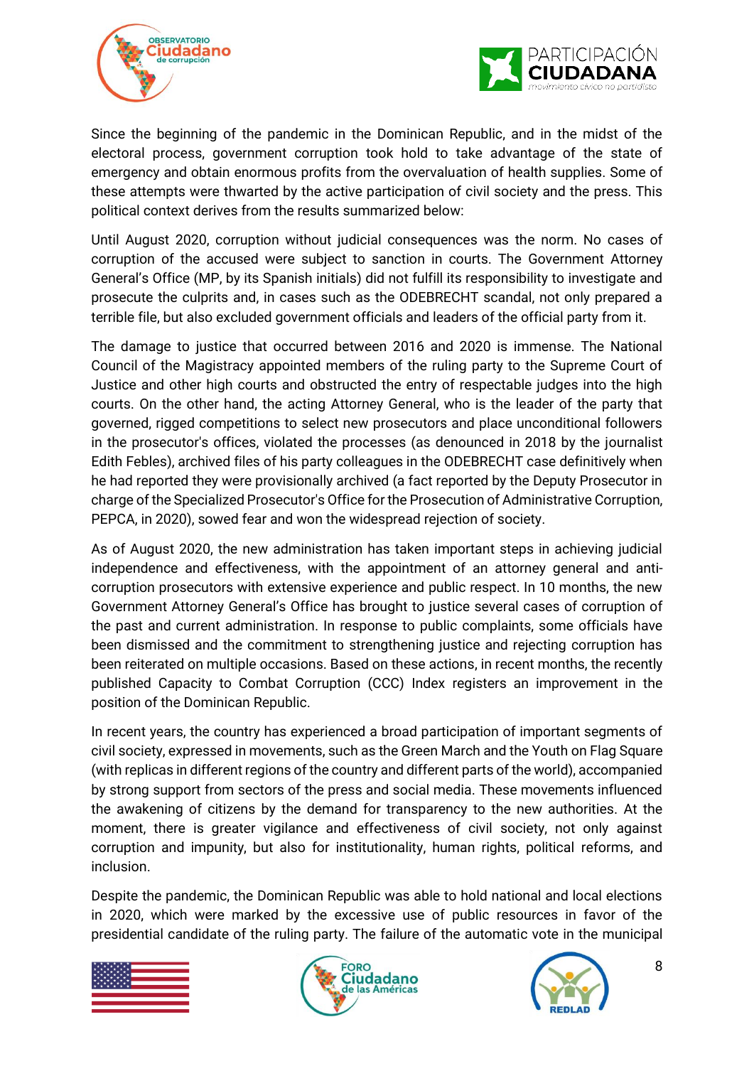Since the beginning of the pandemic in the Dominican Republic, and in the midst of the electoral process, government corruption took hold to take advantage of the state of emergency and obtain enormous profits from the overvaluation of health supplies. Some of these attempts were thwarted by the active participation of civil society and the press. This political context derives from the results summarized below:

Until August 2020, corruption without judicial consequences was the norm. No cases of corruption of the accused were subject to sanction in courts. The Government Attorney General's Office (MP, by its Spanish initials) did not fulfill its responsibility to investigate and prosecute the culprits and, in cases such as the ODEBRECHT scandal, not only prepared a terrible file, but also excluded government officials and leaders of the official party from it.

The damage to justice that occurred between 2016 and 2020 is immense. The National Council of the Magistracy appointed members of the ruling party to the Supreme Court of Justice and other high courts and obstructed the entry of respectable judges into the high courts. On the other hand, the acting Attorney General, who is the leader of the party that governed, rigged competitions to select new prosecutors and place unconditional followers in the prosecutor's offices, violated the processes (as denounced in 2018 by the journalist Edith Febles), archived files of his party colleagues in the ODEBRECHT case definitively when he had reported they were provisionally archived (a fact reported by the Deputy Prosecutor in charge of the Specialized Prosecutor's Office for the Prosecution of Administrative Corruption, PEPCA, in 2020), sowed fear and won the widespread rejection of society.

As of August 2020, the new administration has taken important steps in achieving judicial independence and effectiveness, with the appointment of an attorney general and anti-corruption prosecutors with extensive experience and public respect. In 10 months, the new Government Attorney General's Office has brought to justice several cases of corruption of the past and current administration. In response to public complaints, some officials have been dismissed and the commitment to strengthening justice and rejecting corruption has been reiterated on multiple occasions. Based on these actions, in recent months, the recently published Capacity to Combat Corruption (CCC) Index registers an improvement in the position of the Dominican Republic.

In recent years, the country has experienced a broad participation of important segments of civil society, expressed in movements, such as the Green March and the Youth on Flag Square (with replicas in different regions of the country and different parts of the world), accompanied by strong support from sectors of the press and social media. These movements influenced the awakening of citizens by the demand for transparency to the new authorities. At the moment, there is greater vigilance and effectiveness of civil society, not only against corruption and impunity, but also for institutionality, human rights, political reforms, and inclusion.

Despite the pandemic, the Dominican Republic was able to hold national and local elections in 2020, which were marked by the excessive use of public resources in favor of the presidential candidate of the ruling party. The failure of the automatic vote in the municipal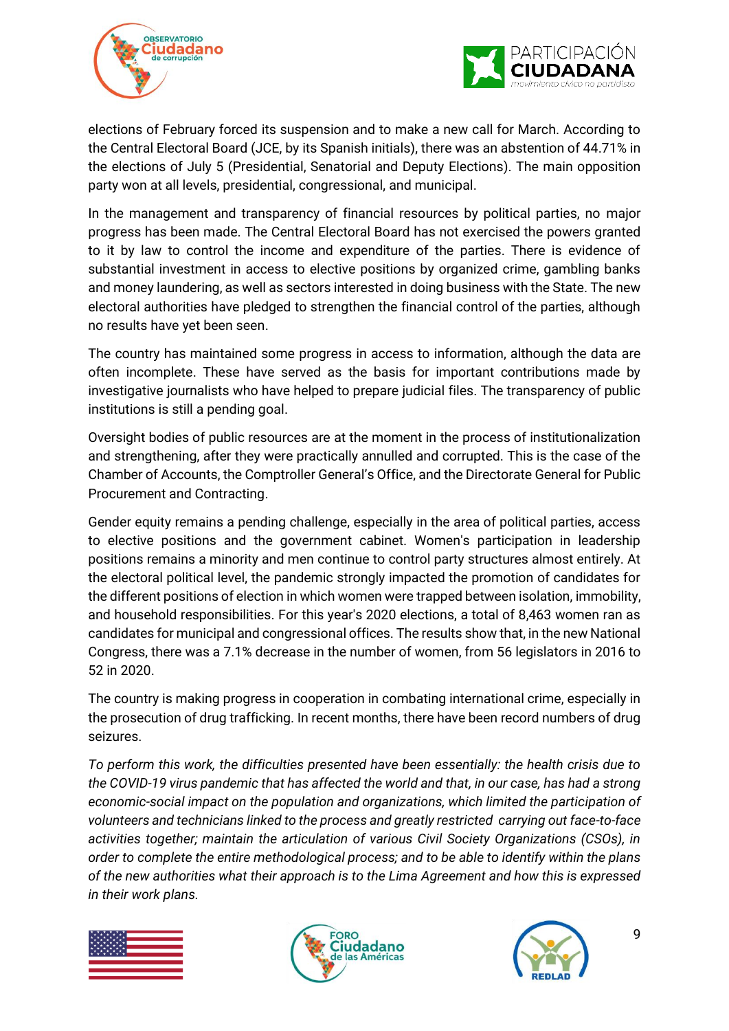elections of February forced its suspension and to make a new call for March. According to the Central Electoral Board (JCE, by its Spanish initials), there was an abstention of 44.71% in the elections of July 5 (Presidential, Senatorial and Deputy Elections). The main opposition party won at all levels, presidential, congressional, and municipal.

In the management and transparency of financial resources by political parties, no major progress has been made. The Central Electoral Board has not exercised the powers granted to it by law to control the income and expenditure of the parties. There is evidence of substantial investment in access to elective positions by organized crime, gambling banks and money laundering, as well as sectors interested in doing business with the State. The new electoral authorities have pledged to strengthen the financial control of the parties, although no results have yet been seen.

The country has maintained some progress in access to information, although the data are often incomplete. These have served as the basis for important contributions made by investigative journalists who have helped to prepare judicial files. The transparency of public institutions is still a pending goal.

Oversight bodies of public resources are at the moment in the process of institutionalization and strengthening, after they were practically annulled and corrupted. This is the case of the Chamber of Accounts, the Comptroller General's Office, and the Directorate General for Public Procurement and Contracting.

Gender equity remains a pending challenge, especially in the area of political parties, access to elective positions and the government cabinet. Women's participation in leadership positions remains a minority and men continue to control party structures almost entirely. At the electoral political level, the pandemic strongly impacted the promotion of candidates for the different positions of election in which women were trapped between isolation, immobility, and household responsibilities. For this year's 2020 elections, a total of 8,463 women ran as candidates for municipal and congressional offices. The results show that, in the new National Congress, there was a 7.1% decrease in the number of women, from 56 legislators in 2016 to 52 in 2020.

The country is making progress in cooperation in combating international crime, especially in the prosecution of drug trafficking. In recent months, there have been record numbers of drug seizures.

*To perform this work, the difficulties presented have been essentially: the health crisis due to the COVID-19 virus pandemic that has affected the world and that, in our case, has had a strong economic-social impact on the population and organizations, which limited the participation of volunteers and technicians linked to the process and greatly restricted carrying out face-to-face activities together; maintain the articulation of various Civil Society Organizations (CSOs), in order to complete the entire methodological process; and to be able to identify within the plans of the new authorities what their approach is to the Lima Agreement and how this is expressed in their work plans.*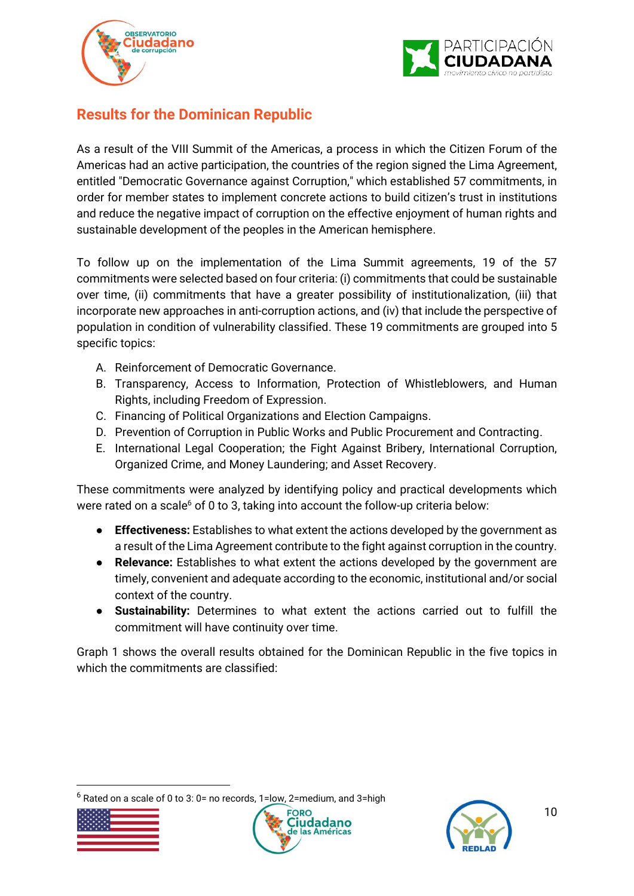## Results for the Dominican Republic

As a result of the VIII Summit of the Americas, a process in which the Citizen Forum of the Americas had an active participation, the countries of the region signed the Lima Agreement, entitled "Democratic Governance against Corruption," which established 57 commitments, in order for member states to implement concrete actions to build citizen's trust in institutions and reduce the negative impact of corruption on the effective enjoyment of human rights and sustainable development of the peoples in the American hemisphere.

To follow up on the implementation of the Lima Summit agreements, 19 of the 57 commitments were selected based on four criteria: (i) commitments that could be sustainable over time, (ii) commitments that have a greater possibility of institutionalization, (iii) that incorporate new approaches in anti-corruption actions, and (iv) that include the perspective of population in condition of vulnerability classified. These 19 commitments are grouped into 5 specific topics:

A. Reinforcement of Democratic Governance.
B. Transparency, Access to Information, Protection of Whistleblowers, and Human Rights, including Freedom of Expression.
C. Financing of Political Organizations and Election Campaigns.
D. Prevention of Corruption in Public Works and Public Procurement and Contracting.
E. International Legal Cooperation; the Fight Against Bribery, International Corruption, Organized Crime, and Money Laundering; and Asset Recovery.

These commitments were analyzed by identifying policy and practical developments which were rated on a scale[6] of 0 to 3, taking into account the follow-up criteria below:

- **Effectiveness:** Establishes to what extent the actions developed by the government as a result of the Lima Agreement contribute to the fight against corruption in the country.
- **Relevance:** Establishes to what extent the actions developed by the government are timely, convenient and adequate according to the economic, institutional and/or social context of the country.
- **Sustainability:** Determines to what extent the actions carried out to fulfill the commitment will have continuity over time.

Graph 1 shows the overall results obtained for the Dominican Republic in the five topics in which the commitments are classified:

[6] Rated on a scale of 0 to 3: 0= no records, 1=low, 2=medium, and 3=high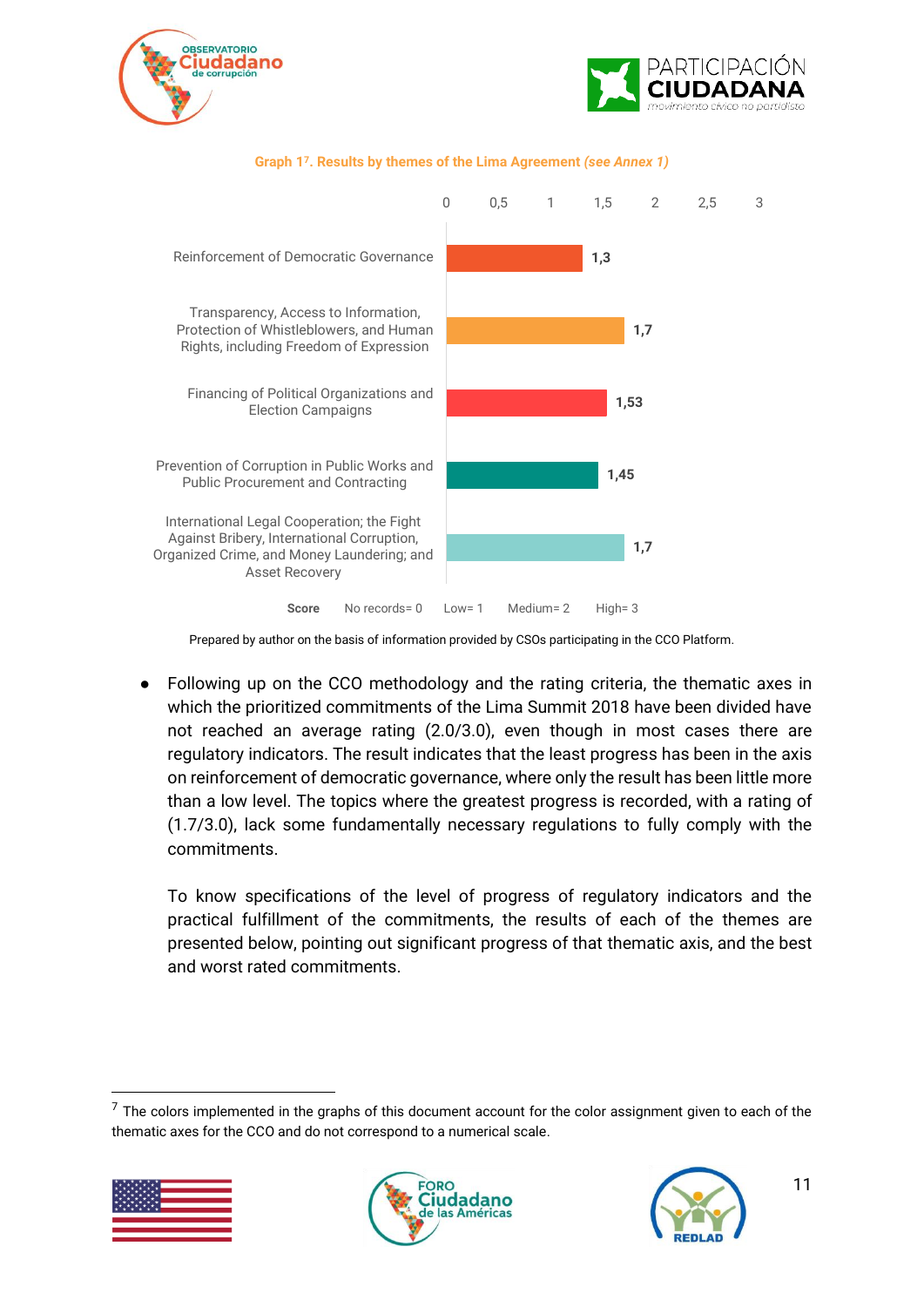**Graph 1[7]. Results by themes of the Lima Agreement *(see Annex 1)***

| Theme | Score |
|---|---|
| Reinforcement of Democratic Governance | 1,3 |
| Transparency, Access to Information, Protection of Whistleblowers, and Human Rights, including Freedom of Expression | 1,7 |
| Financing of Political Organizations and Election Campaigns | 1,53 |
| Prevention of Corruption in Public Works and Public Procurement and Contracting | 1,45 |
| International Legal Cooperation; the Fight Against Bribery, International Corruption, Organized Crime, and Money Laundering; and Asset Recovery | 1,7 |

**Score** No records= 0 Low= 1 Medium= 2 High= 3

Prepared by author on the basis of information provided by CSOs participating in the CCO Platform.

- Following up on the CCO methodology and the rating criteria, the thematic axes in which the prioritized commitments of the Lima Summit 2018 have been divided have not reached an average rating (2.0/3.0), even though in most cases there are regulatory indicators. The result indicates that the least progress has been in the axis on reinforcement of democratic governance, where only the result has been little more than a low level. The topics where the greatest progress is recorded, with a rating of (1.7/3.0), lack some fundamentally necessary regulations to fully comply with the commitments.

  To know specifications of the level of progress of regulatory indicators and the practical fulfillment of the commitments, the results of each of the themes are presented below, pointing out significant progress of that thematic axis, and the best and worst rated commitments.

[7] The colors implemented in the graphs of this document account for the color assignment given to each of the thematic axes for the CCO and do not correspond to a numerical scale.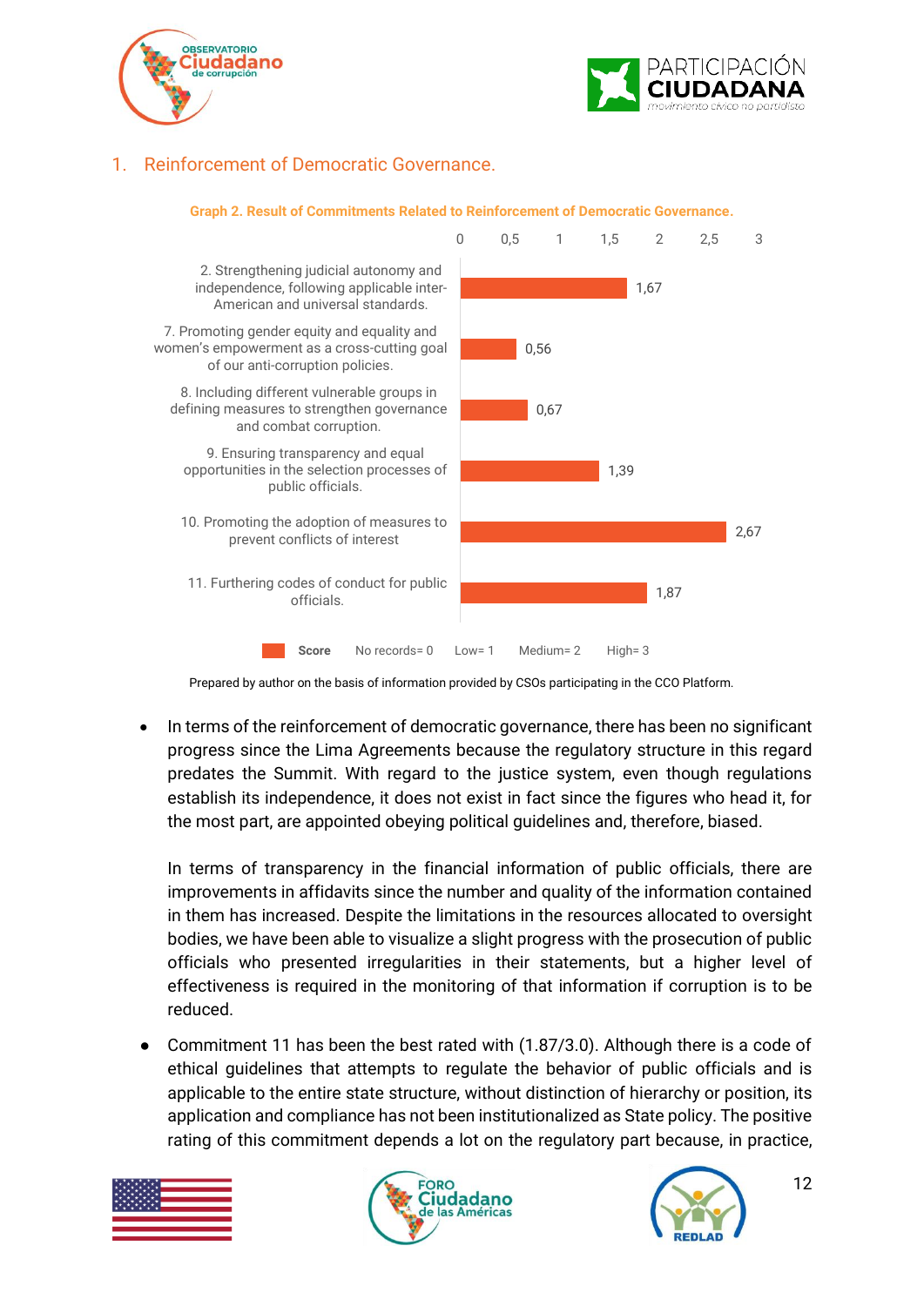## 1. Reinforcement of Democratic Governance.

**Graph 2. Result of Commitments Related to Reinforcement of Democratic Governance.**

| Commitment | Score |
|---|---|
| 2. Strengthening judicial autonomy and independence, following applicable inter-American and universal standards. | 1,67 |
| 7. Promoting gender equity and equality and women's empowerment as a cross-cutting goal of our anti-corruption policies. | 0,56 |
| 8. Including different vulnerable groups in defining measures to strengthen governance and combat corruption. | 0,67 |
| 9. Ensuring transparency and equal opportunities in the selection processes of public officials. | 1,39 |
| 10. Promoting the adoption of measures to prevent conflicts of interest | 2,67 |
| 11. Furthering codes of conduct for public officials. | 1,87 |

Score — No records= 0 Low= 1 Medium= 2 High= 3

Prepared by author on the basis of information provided by CSOs participating in the CCO Platform.

- In terms of the reinforcement of democratic governance, there has been no significant progress since the Lima Agreements because the regulatory structure in this regard predates the Summit. With regard to the justice system, even though regulations establish its independence, it does not exist in fact since the figures who head it, for the most part, are appointed obeying political guidelines and, therefore, biased.

  In terms of transparency in the financial information of public officials, there are improvements in affidavits since the number and quality of the information contained in them has increased. Despite the limitations in the resources allocated to oversight bodies, we have been able to visualize a slight progress with the prosecution of public officials who presented irregularities in their statements, but a higher level of effectiveness is required in the monitoring of that information if corruption is to be reduced.

- Commitment 11 has been the best rated with (1.87/3.0). Although there is a code of ethical guidelines that attempts to regulate the behavior of public officials and is applicable to the entire state structure, without distinction of hierarchy or position, its application and compliance has not been institutionalized as State policy. The positive rating of this commitment depends a lot on the regulatory part because, in practice,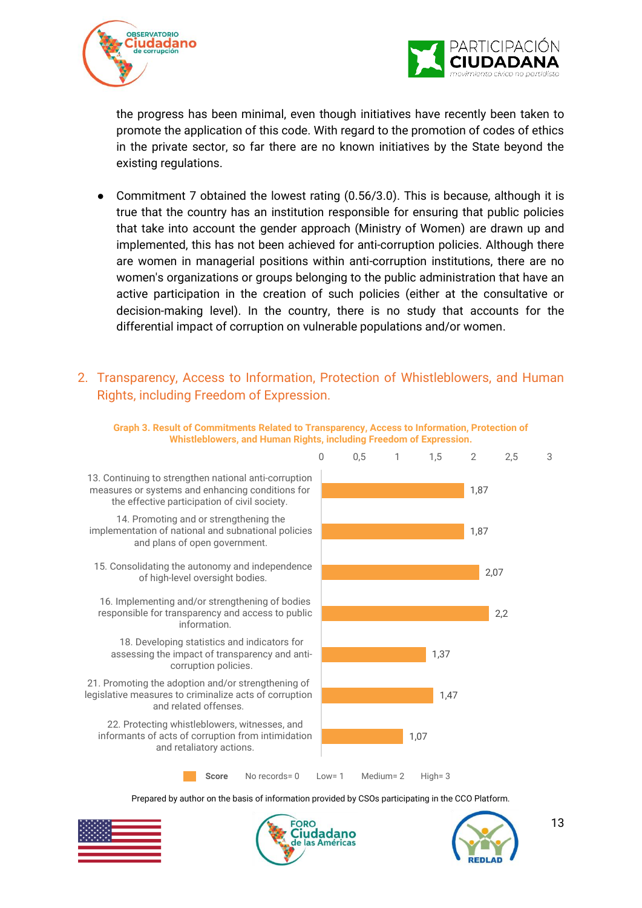the progress has been minimal, even though initiatives have recently been taken to promote the application of this code. With regard to the promotion of codes of ethics in the private sector, so far there are no known initiatives by the State beyond the existing regulations.

- Commitment 7 obtained the lowest rating (0.56/3.0). This is because, although it is true that the country has an institution responsible for ensuring that public policies that take into account the gender approach (Ministry of Women) are drawn up and implemented, this has not been achieved for anti-corruption policies. Although there are women in managerial positions within anti-corruption institutions, there are no women's organizations or groups belonging to the public administration that have an active participation in the creation of such policies (either at the consultative or decision-making level). In the country, there is no study that accounts for the differential impact of corruption on vulnerable populations and/or women.

## 2. Transparency, Access to Information, Protection of Whistleblowers, and Human Rights, including Freedom of Expression.

**Graph 3. Result of Commitments Related to Transparency, Access to Information, Protection of Whistleblowers, and Human Rights, including Freedom of Expression.**

| Commitment | Score |
|---|---|
| 13. Continuing to strengthen national anti-corruption measures or systems and enhancing conditions for the effective participation of civil society. | 1,87 |
| 14. Promoting and or strengthening the implementation of national and subnational policies and plans of open government. | 1,87 |
| 15. Consolidating the autonomy and independence of high-level oversight bodies. | 2,07 |
| 16. Implementing and/or strengthening of bodies responsible for transparency and access to public information. | 2,2 |
| 18. Developing statistics and indicators for assessing the impact of transparency and anti-corruption policies. | 1,37 |
| 21. Promoting the adoption and/or strengthening of legislative measures to criminalize acts of corruption and related offenses. | 1,47 |
| 22. Protecting whistleblowers, witnesses, and informants of acts of corruption from intimidation and retaliatory actions. | 1,07 |

Score — No records= 0 Low= 1 Medium= 2 High= 3

Prepared by author on the basis of information provided by CSOs participating in the CCO Platform.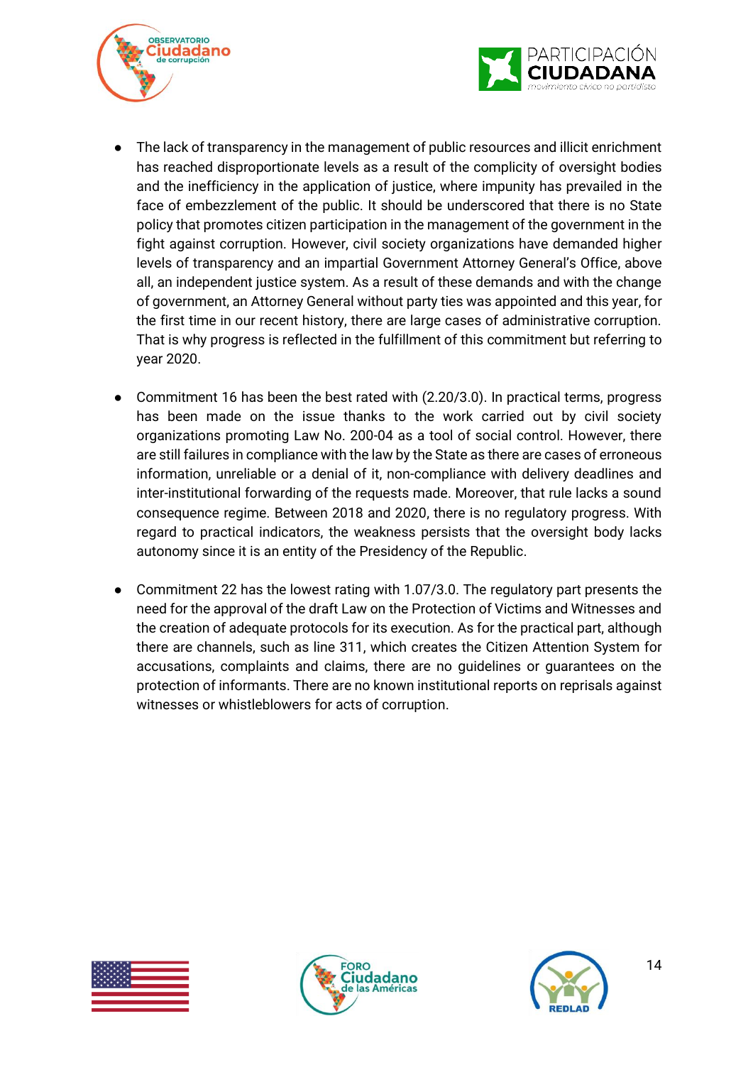- The lack of transparency in the management of public resources and illicit enrichment has reached disproportionate levels as a result of the complicity of oversight bodies and the inefficiency in the application of justice, where impunity has prevailed in the face of embezzlement of the public. It should be underscored that there is no State policy that promotes citizen participation in the management of the government in the fight against corruption. However, civil society organizations have demanded higher levels of transparency and an impartial Government Attorney General's Office, above all, an independent justice system. As a result of these demands and with the change of government, an Attorney General without party ties was appointed and this year, for the first time in our recent history, there are large cases of administrative corruption. That is why progress is reflected in the fulfillment of this commitment but referring to year 2020.

- Commitment 16 has been the best rated with (2.20/3.0). In practical terms, progress has been made on the issue thanks to the work carried out by civil society organizations promoting Law No. 200-04 as a tool of social control. However, there are still failures in compliance with the law by the State as there are cases of erroneous information, unreliable or a denial of it, non-compliance with delivery deadlines and inter-institutional forwarding of the requests made. Moreover, that rule lacks a sound consequence regime. Between 2018 and 2020, there is no regulatory progress. With regard to practical indicators, the weakness persists that the oversight body lacks autonomy since it is an entity of the Presidency of the Republic.

- Commitment 22 has the lowest rating with 1.07/3.0. The regulatory part presents the need for the approval of the draft Law on the Protection of Victims and Witnesses and the creation of adequate protocols for its execution. As for the practical part, although there are channels, such as line 311, which creates the Citizen Attention System for accusations, complaints and claims, there are no guidelines or guarantees on the protection of informants. There are no known institutional reports on reprisals against witnesses or whistleblowers for acts of corruption.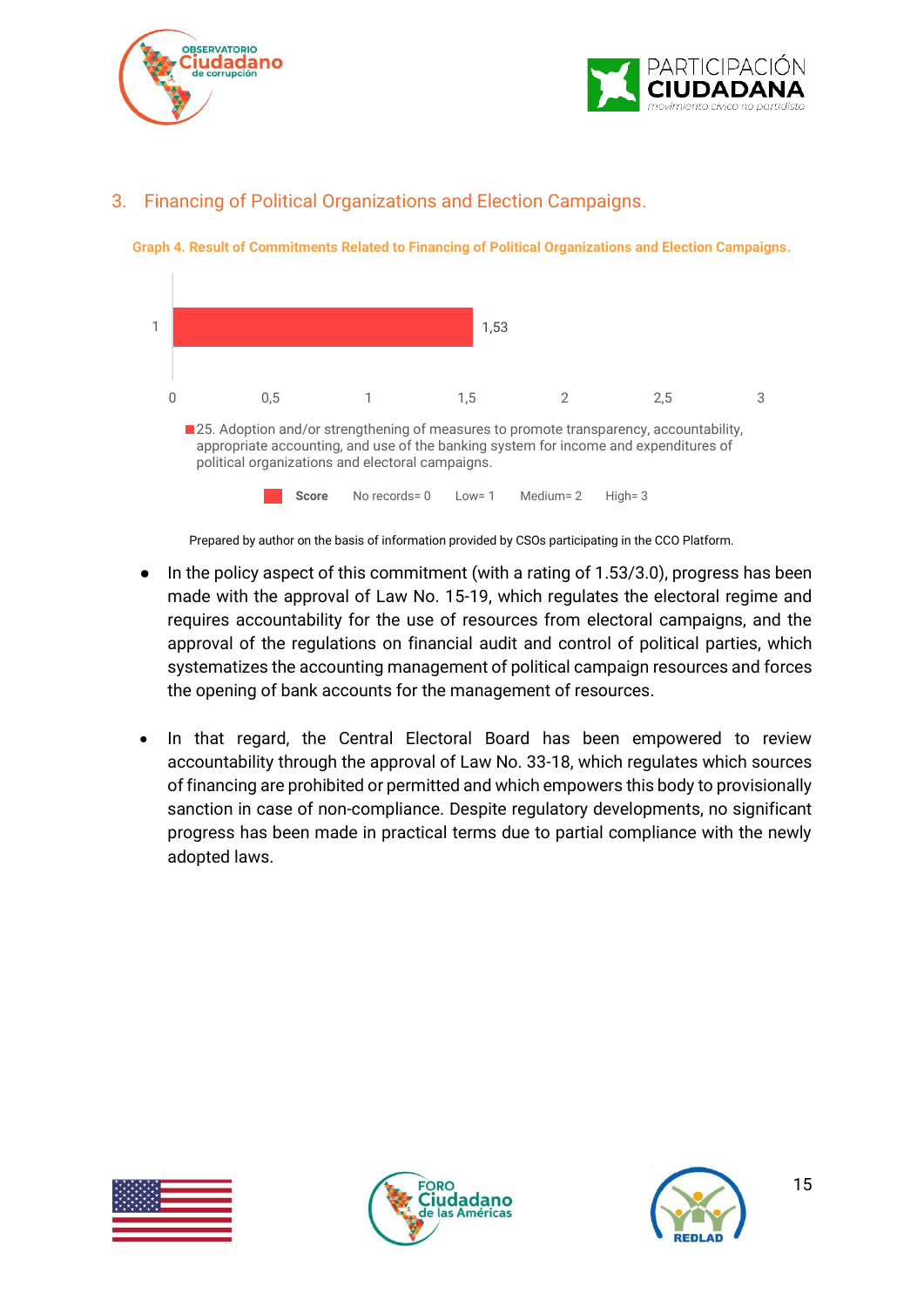## 3. Financing of Political Organizations and Election Campaigns.

**Graph 4. Result of Commitments Related to Financing of Political Organizations and Election Campaigns.**

| | Score |
|---|---|
| 25. Adoption and/or strengthening of measures to promote transparency, accountability, appropriate accounting, and use of the banking system for income and expenditures of political organizations and electoral campaigns. | 1,53 |

Score: No records= 0 Low= 1 Medium= 2 High= 3

Prepared by author on the basis of information provided by CSOs participating in the CCO Platform.

- In the policy aspect of this commitment (with a rating of 1.53/3.0), progress has been made with the approval of Law No. 15-19, which regulates the electoral regime and requires accountability for the use of resources from electoral campaigns, and the approval of the regulations on financial audit and control of political parties, which systematizes the accounting management of political campaign resources and forces the opening of bank accounts for the management of resources.

- In that regard, the Central Electoral Board has been empowered to review accountability through the approval of Law No. 33-18, which regulates which sources of financing are prohibited or permitted and which empowers this body to provisionally sanction in case of non-compliance. Despite regulatory developments, no significant progress has been made in practical terms due to partial compliance with the newly adopted laws.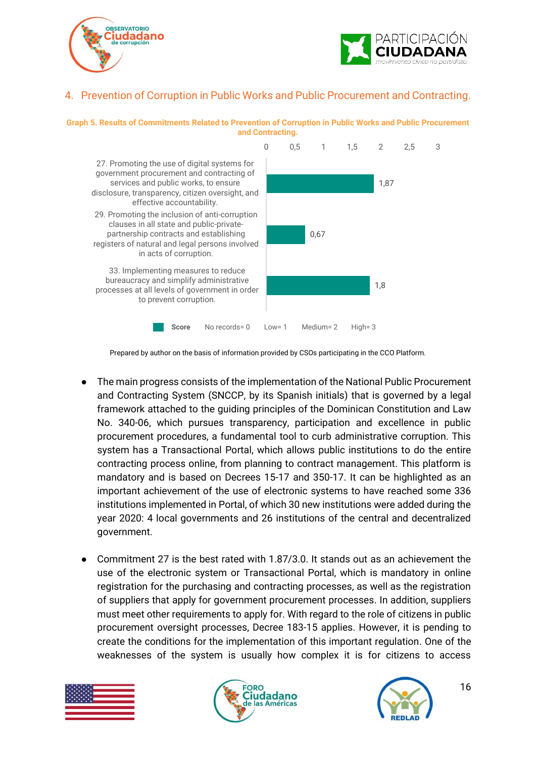## 4. Prevention of Corruption in Public Works and Public Procurement and Contracting.

**Graph 5. Results of Commitments Related to Prevention of Corruption in Public Works and Public Procurement and Contracting.**

| Commitment | Score |
|---|---|
| 27. Promoting the use of digital systems for government procurement and contracting of services and public works, to ensure disclosure, transparency, citizen oversight, and effective accountability. | 1,87 |
| 29. Promoting the inclusion of anti-corruption clauses in all state and public-private-partnership contracts and establishing registers of natural and legal persons involved in acts of corruption. | 0,67 |
| 33. Implementing measures to reduce bureaucracy and simplify administrative processes at all levels of government in order to prevent corruption. | 1,8 |

Score: No records= 0, Low= 1, Medium= 2, High= 3

Prepared by author on the basis of information provided by CSOs participating in the CCO Platform.

- The main progress consists of the implementation of the National Public Procurement and Contracting System (SNCCP, by its Spanish initials) that is governed by a legal framework attached to the guiding principles of the Dominican Constitution and Law No. 340-06, which pursues transparency, participation and excellence in public procurement procedures, a fundamental tool to curb administrative corruption. This system has a Transactional Portal, which allows public institutions to do the entire contracting process online, from planning to contract management. This platform is mandatory and is based on Decrees 15-17 and 350-17. It can be highlighted as an important achievement of the use of electronic systems to have reached some 336 institutions implemented in Portal, of which 30 new institutions were added during the year 2020: 4 local governments and 26 institutions of the central and decentralized government.

- Commitment 27 is the best rated with 1.87/3.0. It stands out as an achievement the use of the electronic system or Transactional Portal, which is mandatory in online registration for the purchasing and contracting processes, as well as the registration of suppliers that apply for government procurement processes. In addition, suppliers must meet other requirements to apply for. With regard to the role of citizens in public procurement oversight processes, Decree 183-15 applies. However, it is pending to create the conditions for the implementation of this important regulation. One of the weaknesses of the system is usually how complex it is for citizens to access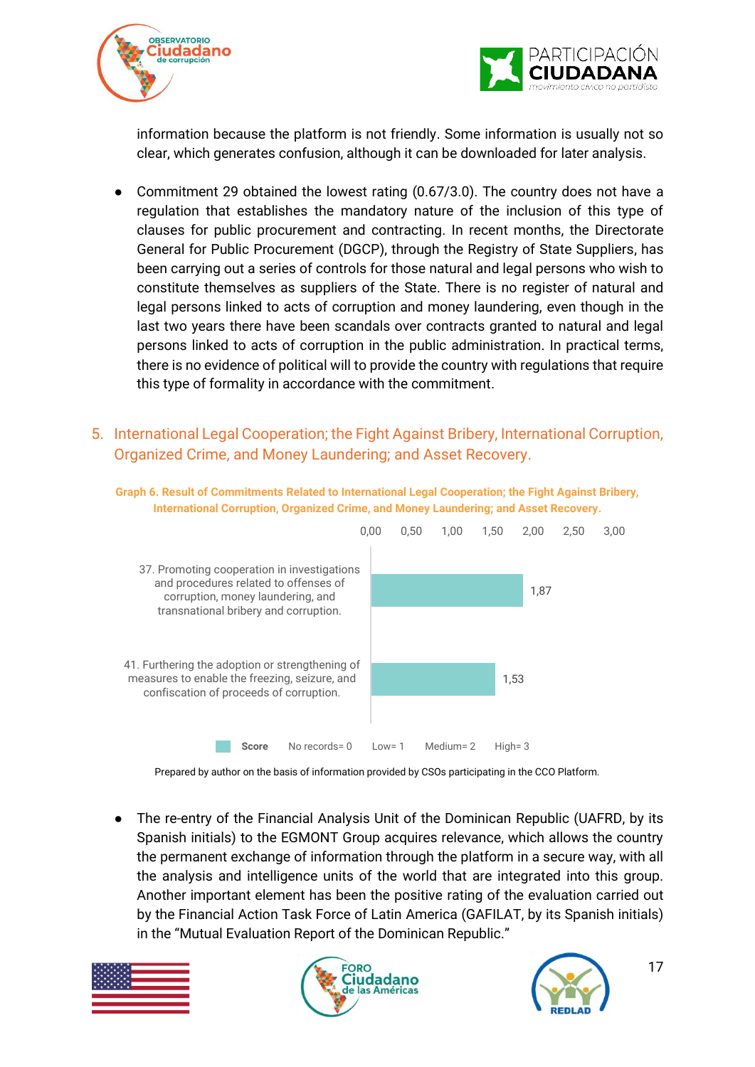information because the platform is not friendly. Some information is usually not so clear, which generates confusion, although it can be downloaded for later analysis.

- Commitment 29 obtained the lowest rating (0.67/3.0). The country does not have a regulation that establishes the mandatory nature of the inclusion of this type of clauses for public procurement and contracting. In recent months, the Directorate General for Public Procurement (DGCP), through the Registry of State Suppliers, has been carrying out a series of controls for those natural and legal persons who wish to constitute themselves as suppliers of the State. There is no register of natural and legal persons linked to acts of corruption and money laundering, even though in the last two years there have been scandals over contracts granted to natural and legal persons linked to acts of corruption in the public administration. In practical terms, there is no evidence of political will to provide the country with regulations that require this type of formality in accordance with the commitment.

## 5. International Legal Cooperation; the Fight Against Bribery, International Corruption, Organized Crime, and Money Laundering; and Asset Recovery.

**Graph 6. Result of Commitments Related to International Legal Cooperation; the Fight Against Bribery, International Corruption, Organized Crime, and Money Laundering; and Asset Recovery.**

| Commitment | Score |
|---|---|
| 37. Promoting cooperation in investigations and procedures related to offenses of corruption, money laundering, and transnational bribery and corruption. | 1,87 |
| 41. Furthering the adoption or strengthening of measures to enable the freezing, seizure, and confiscation of proceeds of corruption. | 1,53 |

Score: No records= 0, Low= 1, Medium= 2, High= 3

Prepared by author on the basis of information provided by CSOs participating in the CCO Platform.

- The re-entry of the Financial Analysis Unit of the Dominican Republic (UAFRD, by its Spanish initials) to the EGMONT Group acquires relevance, which allows the country the permanent exchange of information through the platform in a secure way, with all the analysis and intelligence units of the world that are integrated into this group. Another important element has been the positive rating of the evaluation carried out by the Financial Action Task Force of Latin America (GAFILAT, by its Spanish initials) in the "Mutual Evaluation Report of the Dominican Republic."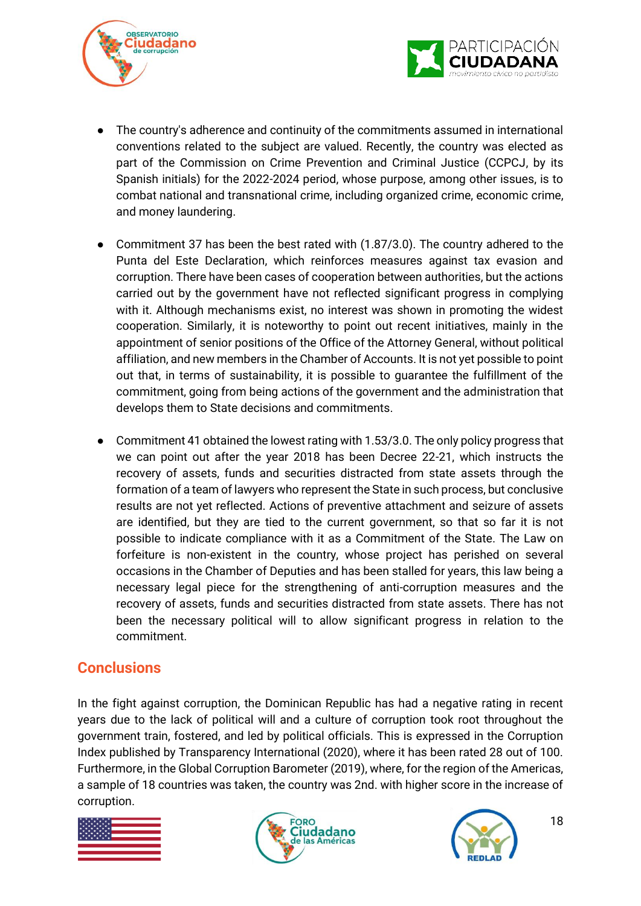- The country's adherence and continuity of the commitments assumed in international conventions related to the subject are valued. Recently, the country was elected as part of the Commission on Crime Prevention and Criminal Justice (CCPCJ, by its Spanish initials) for the 2022-2024 period, whose purpose, among other issues, is to combat national and transnational crime, including organized crime, economic crime, and money laundering.

- Commitment 37 has been the best rated with (1.87/3.0). The country adhered to the Punta del Este Declaration, which reinforces measures against tax evasion and corruption. There have been cases of cooperation between authorities, but the actions carried out by the government have not reflected significant progress in complying with it. Although mechanisms exist, no interest was shown in promoting the widest cooperation. Similarly, it is noteworthy to point out recent initiatives, mainly in the appointment of senior positions of the Office of the Attorney General, without political affiliation, and new members in the Chamber of Accounts. It is not yet possible to point out that, in terms of sustainability, it is possible to guarantee the fulfillment of the commitment, going from being actions of the government and the administration that develops them to State decisions and commitments.

- Commitment 41 obtained the lowest rating with 1.53/3.0. The only policy progress that we can point out after the year 2018 has been Decree 22-21, which instructs the recovery of assets, funds and securities distracted from state assets through the formation of a team of lawyers who represent the State in such process, but conclusive results are not yet reflected. Actions of preventive attachment and seizure of assets are identified, but they are tied to the current government, so that so far it is not possible to indicate compliance with it as a Commitment of the State. The Law on forfeiture is non-existent in the country, whose project has perished on several occasions in the Chamber of Deputies and has been stalled for years, this law being a necessary legal piece for the strengthening of anti-corruption measures and the recovery of assets, funds and securities distracted from state assets. There has not been the necessary political will to allow significant progress in relation to the commitment.

## Conclusions

In the fight against corruption, the Dominican Republic has had a negative rating in recent years due to the lack of political will and a culture of corruption took root throughout the government train, fostered, and led by political officials. This is expressed in the Corruption Index published by Transparency International (2020), where it has been rated 28 out of 100. Furthermore, in the Global Corruption Barometer (2019), where, for the region of the Americas, a sample of 18 countries was taken, the country was 2nd. with higher score in the increase of corruption.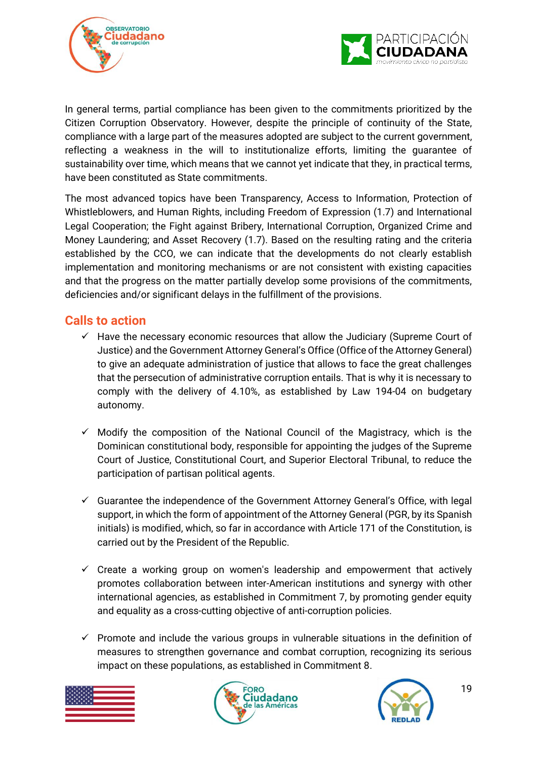In general terms, partial compliance has been given to the commitments prioritized by the Citizen Corruption Observatory. However, despite the principle of continuity of the State, compliance with a large part of the measures adopted are subject to the current government, reflecting a weakness in the will to institutionalize efforts, limiting the guarantee of sustainability over time, which means that we cannot yet indicate that they, in practical terms, have been constituted as State commitments.

The most advanced topics have been Transparency, Access to Information, Protection of Whistleblowers, and Human Rights, including Freedom of Expression (1.7) and International Legal Cooperation; the Fight against Bribery, International Corruption, Organized Crime and Money Laundering; and Asset Recovery (1.7). Based on the resulting rating and the criteria established by the CCO, we can indicate that the developments do not clearly establish implementation and monitoring mechanisms or are not consistent with existing capacities and that the progress on the matter partially develop some provisions of the commitments, deficiencies and/or significant delays in the fulfillment of the provisions.

## Calls to action

- ✓ Have the necessary economic resources that allow the Judiciary (Supreme Court of Justice) and the Government Attorney General's Office (Office of the Attorney General) to give an adequate administration of justice that allows to face the great challenges that the persecution of administrative corruption entails. That is why it is necessary to comply with the delivery of 4.10%, as established by Law 194-04 on budgetary autonomy.

- ✓ Modify the composition of the National Council of the Magistracy, which is the Dominican constitutional body, responsible for appointing the judges of the Supreme Court of Justice, Constitutional Court, and Superior Electoral Tribunal, to reduce the participation of partisan political agents.

- ✓ Guarantee the independence of the Government Attorney General's Office, with legal support, in which the form of appointment of the Attorney General (PGR, by its Spanish initials) is modified, which, so far in accordance with Article 171 of the Constitution, is carried out by the President of the Republic.

- ✓ Create a working group on women's leadership and empowerment that actively promotes collaboration between inter-American institutions and synergy with other international agencies, as established in Commitment 7, by promoting gender equity and equality as a cross-cutting objective of anti-corruption policies.

- ✓ Promote and include the various groups in vulnerable situations in the definition of measures to strengthen governance and combat corruption, recognizing its serious impact on these populations, as established in Commitment 8.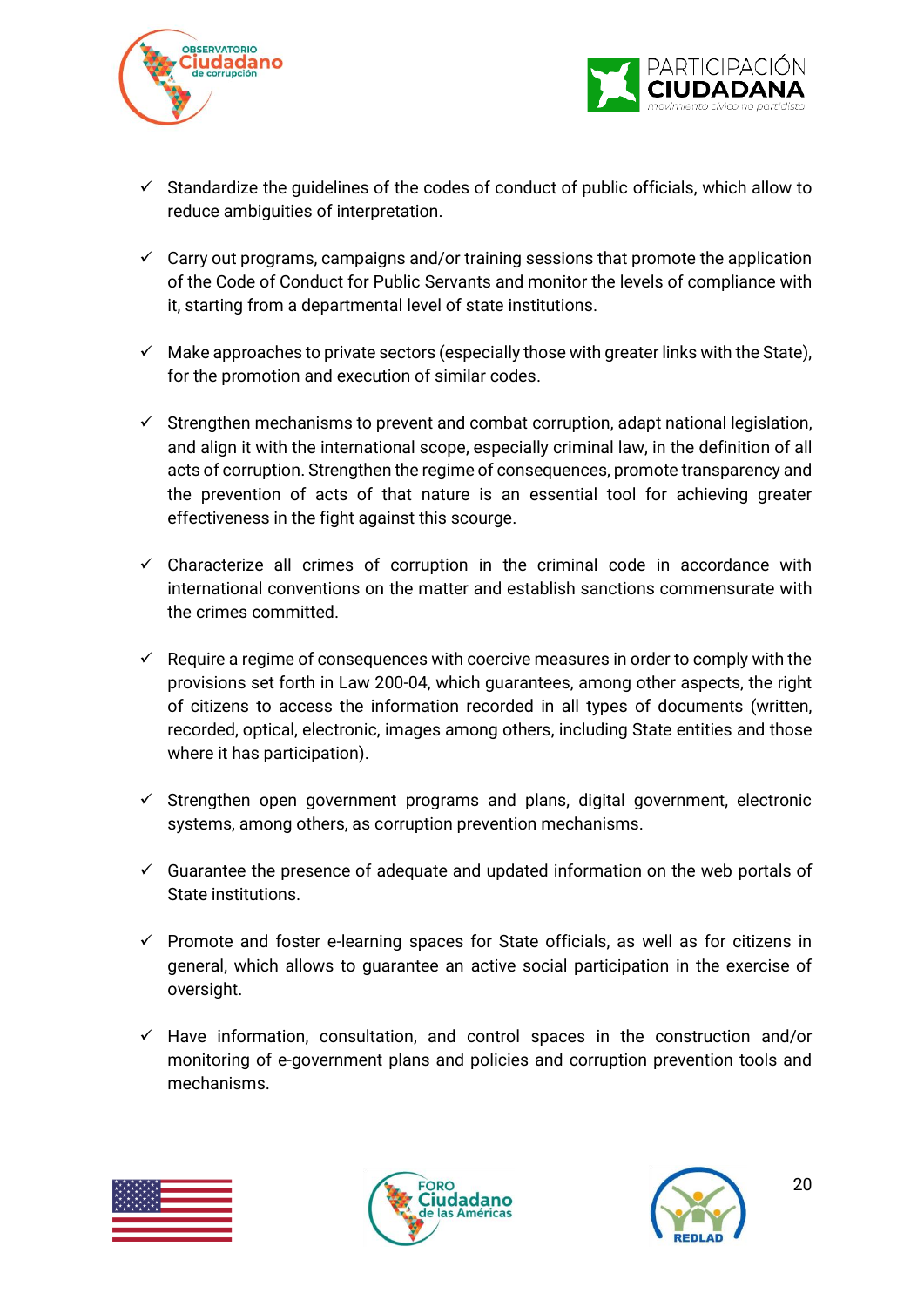- ✓ Standardize the guidelines of the codes of conduct of public officials, which allow to reduce ambiguities of interpretation.

- ✓ Carry out programs, campaigns and/or training sessions that promote the application of the Code of Conduct for Public Servants and monitor the levels of compliance with it, starting from a departmental level of state institutions.

- ✓ Make approaches to private sectors (especially those with greater links with the State), for the promotion and execution of similar codes.

- ✓ Strengthen mechanisms to prevent and combat corruption, adapt national legislation, and align it with the international scope, especially criminal law, in the definition of all acts of corruption. Strengthen the regime of consequences, promote transparency and the prevention of acts of that nature is an essential tool for achieving greater effectiveness in the fight against this scourge.

- ✓ Characterize all crimes of corruption in the criminal code in accordance with international conventions on the matter and establish sanctions commensurate with the crimes committed.

- ✓ Require a regime of consequences with coercive measures in order to comply with the provisions set forth in Law 200-04, which guarantees, among other aspects, the right of citizens to access the information recorded in all types of documents (written, recorded, optical, electronic, images among others, including State entities and those where it has participation).

- ✓ Strengthen open government programs and plans, digital government, electronic systems, among others, as corruption prevention mechanisms.

- ✓ Guarantee the presence of adequate and updated information on the web portals of State institutions.

- ✓ Promote and foster e-learning spaces for State officials, as well as for citizens in general, which allows to guarantee an active social participation in the exercise of oversight.

- ✓ Have information, consultation, and control spaces in the construction and/or monitoring of e-government plans and policies and corruption prevention tools and mechanisms.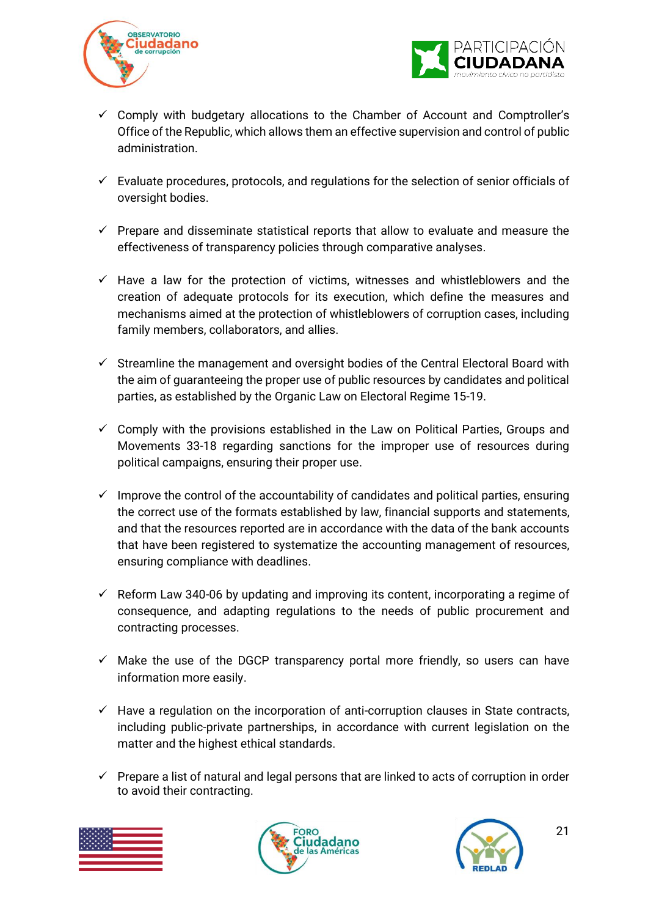- ✓ Comply with budgetary allocations to the Chamber of Account and Comptroller's Office of the Republic, which allows them an effective supervision and control of public administration.

- ✓ Evaluate procedures, protocols, and regulations for the selection of senior officials of oversight bodies.

- ✓ Prepare and disseminate statistical reports that allow to evaluate and measure the effectiveness of transparency policies through comparative analyses.

- ✓ Have a law for the protection of victims, witnesses and whistleblowers and the creation of adequate protocols for its execution, which define the measures and mechanisms aimed at the protection of whistleblowers of corruption cases, including family members, collaborators, and allies.

- ✓ Streamline the management and oversight bodies of the Central Electoral Board with the aim of guaranteeing the proper use of public resources by candidates and political parties, as established by the Organic Law on Electoral Regime 15-19.

- ✓ Comply with the provisions established in the Law on Political Parties, Groups and Movements 33-18 regarding sanctions for the improper use of resources during political campaigns, ensuring their proper use.

- ✓ Improve the control of the accountability of candidates and political parties, ensuring the correct use of the formats established by law, financial supports and statements, and that the resources reported are in accordance with the data of the bank accounts that have been registered to systematize the accounting management of resources, ensuring compliance with deadlines.

- ✓ Reform Law 340-06 by updating and improving its content, incorporating a regime of consequence, and adapting regulations to the needs of public procurement and contracting processes.

- ✓ Make the use of the DGCP transparency portal more friendly, so users can have information more easily.

- ✓ Have a regulation on the incorporation of anti-corruption clauses in State contracts, including public-private partnerships, in accordance with current legislation on the matter and the highest ethical standards.

- ✓ Prepare a list of natural and legal persons that are linked to acts of corruption in order to avoid their contracting.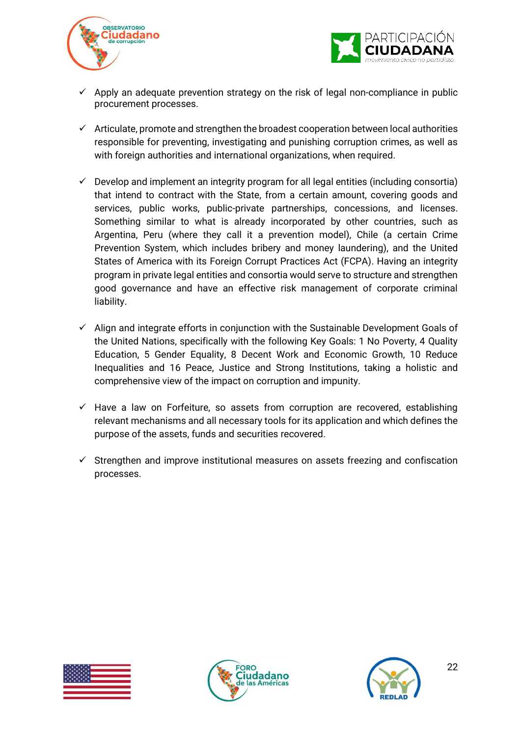- ✓ Apply an adequate prevention strategy on the risk of legal non-compliance in public procurement processes.

- ✓ Articulate, promote and strengthen the broadest cooperation between local authorities responsible for preventing, investigating and punishing corruption crimes, as well as with foreign authorities and international organizations, when required.

- ✓ Develop and implement an integrity program for all legal entities (including consortia) that intend to contract with the State, from a certain amount, covering goods and services, public works, public-private partnerships, concessions, and licenses. Something similar to what is already incorporated by other countries, such as Argentina, Peru (where they call it a prevention model), Chile (a certain Crime Prevention System, which includes bribery and money laundering), and the United States of America with its Foreign Corrupt Practices Act (FCPA). Having an integrity program in private legal entities and consortia would serve to structure and strengthen good governance and have an effective risk management of corporate criminal liability.

- ✓ Align and integrate efforts in conjunction with the Sustainable Development Goals of the United Nations, specifically with the following Key Goals: 1 No Poverty, 4 Quality Education, 5 Gender Equality, 8 Decent Work and Economic Growth, 10 Reduce Inequalities and 16 Peace, Justice and Strong Institutions, taking a holistic and comprehensive view of the impact on corruption and impunity.

- ✓ Have a law on Forfeiture, so assets from corruption are recovered, establishing relevant mechanisms and all necessary tools for its application and which defines the purpose of the assets, funds and securities recovered.

- ✓ Strengthen and improve institutional measures on assets freezing and confiscation processes.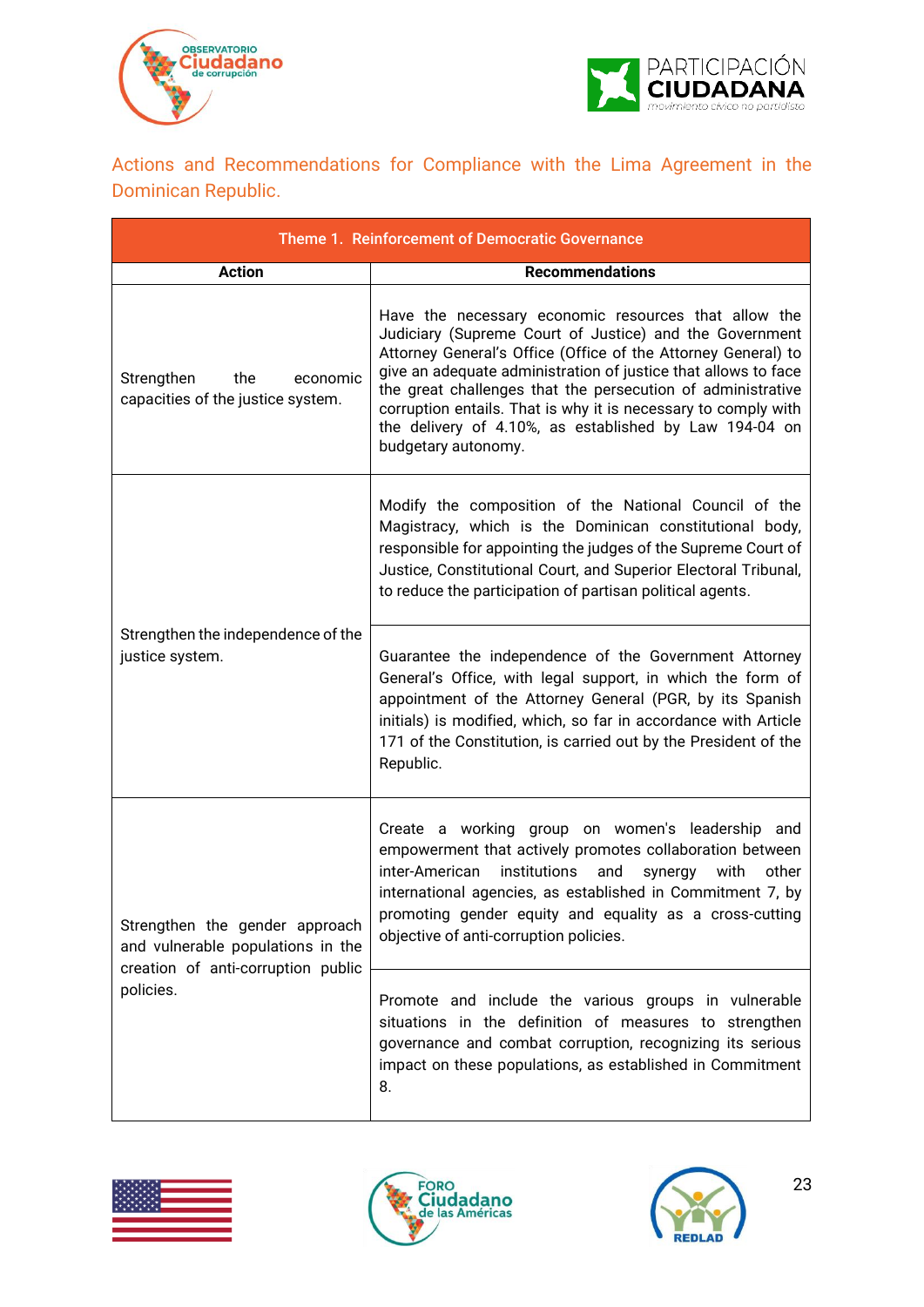## Actions and Recommendations for Compliance with the Lima Agreement in the Dominican Republic.

| Theme 1. Reinforcement of Democratic Governance | |
|---|---|
| **Action** | **Recommendations** |
| Strengthen the economic capacities of the justice system. | Have the necessary economic resources that allow the Judiciary (Supreme Court of Justice) and the Government Attorney General's Office (Office of the Attorney General) to give an adequate administration of justice that allows to face the great challenges that the persecution of administrative corruption entails. That is why it is necessary to comply with the delivery of 4.10%, as established by Law 194-04 on budgetary autonomy. |
| Strengthen the independence of the justice system. | Modify the composition of the National Council of the Magistracy, which is the Dominican constitutional body, responsible for appointing the judges of the Supreme Court of Justice, Constitutional Court, and Superior Electoral Tribunal, to reduce the participation of partisan political agents. |
| | Guarantee the independence of the Government Attorney General's Office, with legal support, in which the form of appointment of the Attorney General (PGR, by its Spanish initials) is modified, which, so far in accordance with Article 171 of the Constitution, is carried out by the President of the Republic. |
| Strengthen the gender approach and vulnerable populations in the creation of anti-corruption public policies. | Create a working group on women's leadership and empowerment that actively promotes collaboration between inter-American institutions and synergy with other international agencies, as established in Commitment 7, by promoting gender equity and equality as a cross-cutting objective of anti-corruption policies. |
| | Promote and include the various groups in vulnerable situations in the definition of measures to strengthen governance and combat corruption, recognizing its serious impact on these populations, as established in Commitment 8. |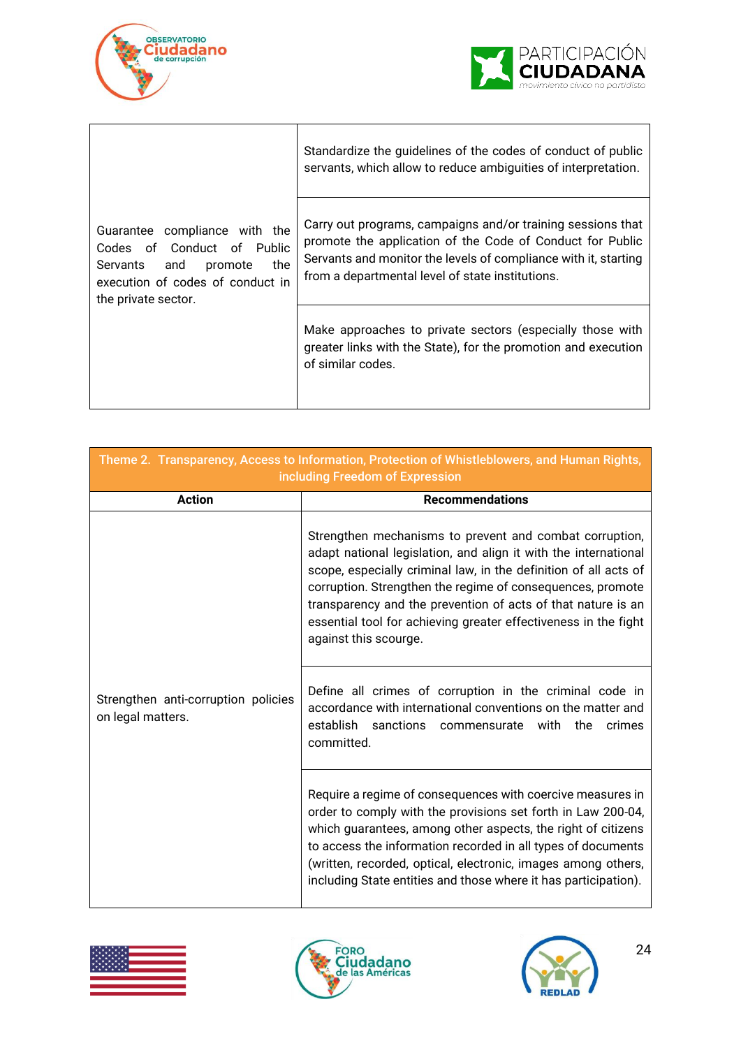| | |
|---|---|
| Guarantee compliance with the Codes of Conduct of Public Servants and promote the execution of codes of conduct in the private sector. | Standardize the guidelines of the codes of conduct of public servants, which allow to reduce ambiguities of interpretation. |
| | Carry out programs, campaigns and/or training sessions that promote the application of the Code of Conduct for Public Servants and monitor the levels of compliance with it, starting from a departmental level of state institutions. |
| | Make approaches to private sectors (especially those with greater links with the State), for the promotion and execution of similar codes. |

| Theme 2. Transparency, Access to Information, Protection of Whistleblowers, and Human Rights, including Freedom of Expression | |
|---|---|
| **Action** | **Recommendations** |
| Strengthen anti-corruption policies on legal matters. | Strengthen mechanisms to prevent and combat corruption, adapt national legislation, and align it with the international scope, especially criminal law, in the definition of all acts of corruption. Strengthen the regime of consequences, promote transparency and the prevention of acts of that nature is an essential tool for achieving greater effectiveness in the fight against this scourge. |
| | Define all crimes of corruption in the criminal code in accordance with international conventions on the matter and establish sanctions commensurate with the crimes committed. |
| | Require a regime of consequences with coercive measures in order to comply with the provisions set forth in Law 200-04, which guarantees, among other aspects, the right of citizens to access the information recorded in all types of documents (written, recorded, optical, electronic, images among others, including State entities and those where it has participation). |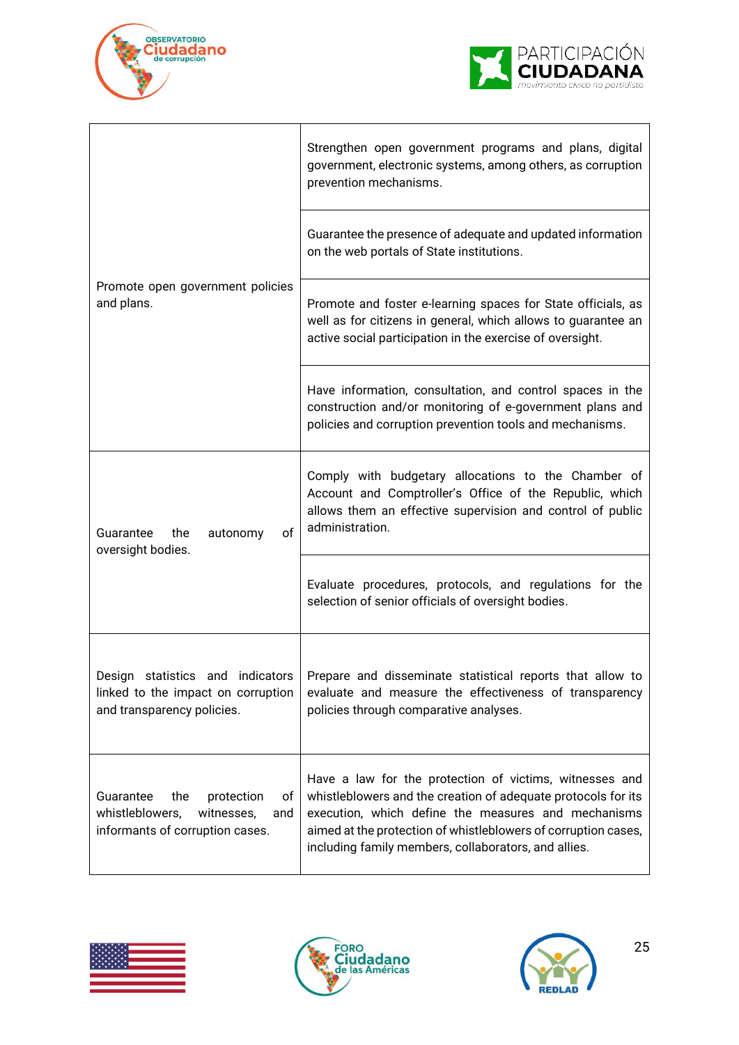| | |
|---|---|
| Promote open government policies and plans. | Strengthen open government programs and plans, digital government, electronic systems, among others, as corruption prevention mechanisms. |
| | Guarantee the presence of adequate and updated information on the web portals of State institutions. |
| | Promote and foster e-learning spaces for State officials, as well as for citizens in general, which allows to guarantee an active social participation in the exercise of oversight. |
| | Have information, consultation, and control spaces in the construction and/or monitoring of e-government plans and policies and corruption prevention tools and mechanisms. |
| Guarantee the autonomy of oversight bodies. | Comply with budgetary allocations to the Chamber of Account and Comptroller's Office of the Republic, which allows them an effective supervision and control of public administration. |
| | Evaluate procedures, protocols, and regulations for the selection of senior officials of oversight bodies. |
| Design statistics and indicators linked to the impact on corruption and transparency policies. | Prepare and disseminate statistical reports that allow to evaluate and measure the effectiveness of transparency policies through comparative analyses. |
| Guarantee the protection of whistleblowers, witnesses, and informants of corruption cases. | Have a law for the protection of victims, witnesses and whistleblowers and the creation of adequate protocols for its execution, which define the measures and mechanisms aimed at the protection of whistleblowers of corruption cases, including family members, collaborators, and allies. |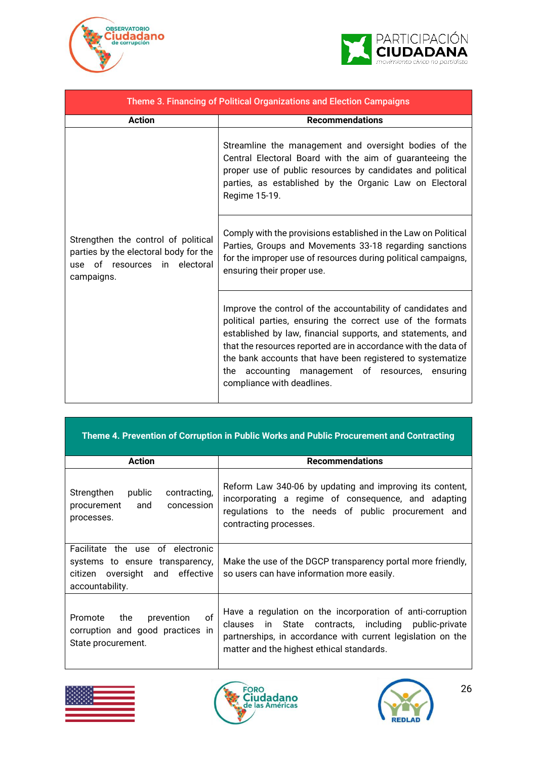| Theme 3. Financing of Political Organizations and Election Campaigns | |
|---|---|
| **Action** | **Recommendations** |
| Strengthen the control of political parties by the electoral body for the use of resources in electoral campaigns. | Streamline the management and oversight bodies of the Central Electoral Board with the aim of guaranteeing the proper use of public resources by candidates and political parties, as established by the Organic Law on Electoral Regime 15-19. |
| | Comply with the provisions established in the Law on Political Parties, Groups and Movements 33-18 regarding sanctions for the improper use of resources during political campaigns, ensuring their proper use. |
| | Improve the control of the accountability of candidates and political parties, ensuring the correct use of the formats established by law, financial supports, and statements, and that the resources reported are in accordance with the data of the bank accounts that have been registered to systematize the accounting management of resources, ensuring compliance with deadlines. |

| Theme 4. Prevention of Corruption in Public Works and Public Procurement and Contracting | |
|---|---|
| **Action** | **Recommendations** |
| Strengthen public contracting, procurement and concession processes. | Reform Law 340-06 by updating and improving its content, incorporating a regime of consequence, and adapting regulations to the needs of public procurement and contracting processes. |
| Facilitate the use of electronic systems to ensure transparency, citizen oversight and effective accountability. | Make the use of the DGCP transparency portal more friendly, so users can have information more easily. |
| Promote the prevention of corruption and good practices in State procurement. | Have a regulation on the incorporation of anti-corruption clauses in State contracts, including public-private partnerships, in accordance with current legislation on the matter and the highest ethical standards. |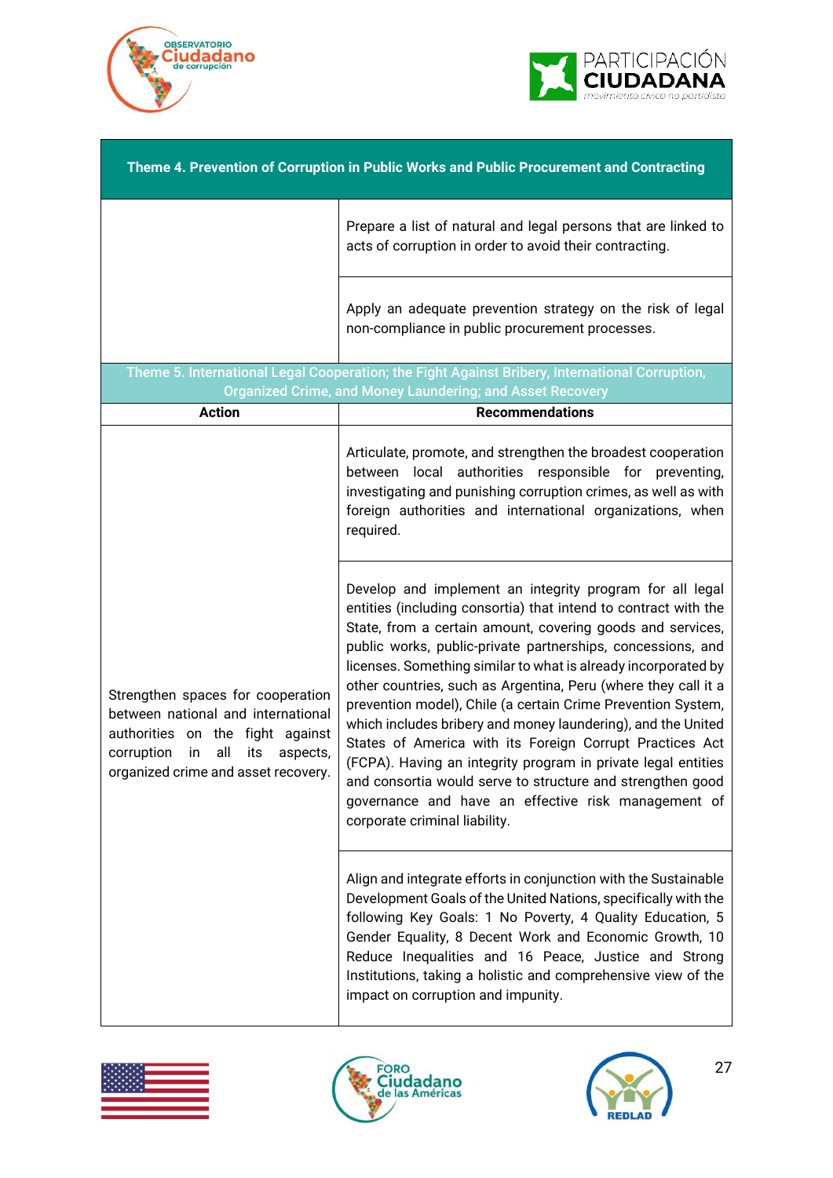| Theme 4. Prevention of Corruption in Public Works and Public Procurement and Contracting | |
|---|---|
| | Prepare a list of natural and legal persons that are linked to acts of corruption in order to avoid their contracting. |
| | Apply an adequate prevention strategy on the risk of legal non-compliance in public procurement processes. |

| Theme 5. International Legal Cooperation; the Fight Against Bribery, International Corruption, Organized Crime, and Money Laundering; and Asset Recovery | |
|---|---|
| **Action** | **Recommendations** |
| Strengthen spaces for cooperation between national and international authorities on the fight against corruption in all its aspects, organized crime and asset recovery. | Articulate, promote, and strengthen the broadest cooperation between local authorities responsible for preventing, investigating and punishing corruption crimes, as well as with foreign authorities and international organizations, when required. |
| | Develop and implement an integrity program for all legal entities (including consortia) that intend to contract with the State, from a certain amount, covering goods and services, public works, public-private partnerships, concessions, and licenses. Something similar to what is already incorporated by other countries, such as Argentina, Peru (where they call it a prevention model), Chile (a certain Crime Prevention System, which includes bribery and money laundering), and the United States of America with its Foreign Corrupt Practices Act (FCPA). Having an integrity program in private legal entities and consortia would serve to structure and strengthen good governance and have an effective risk management of corporate criminal liability. |
| | Align and integrate efforts in conjunction with the Sustainable Development Goals of the United Nations, specifically with the following Key Goals: 1 No Poverty, 4 Quality Education, 5 Gender Equality, 8 Decent Work and Economic Growth, 10 Reduce Inequalities and 16 Peace, Justice and Strong Institutions, taking a holistic and comprehensive view of the impact on corruption and impunity. |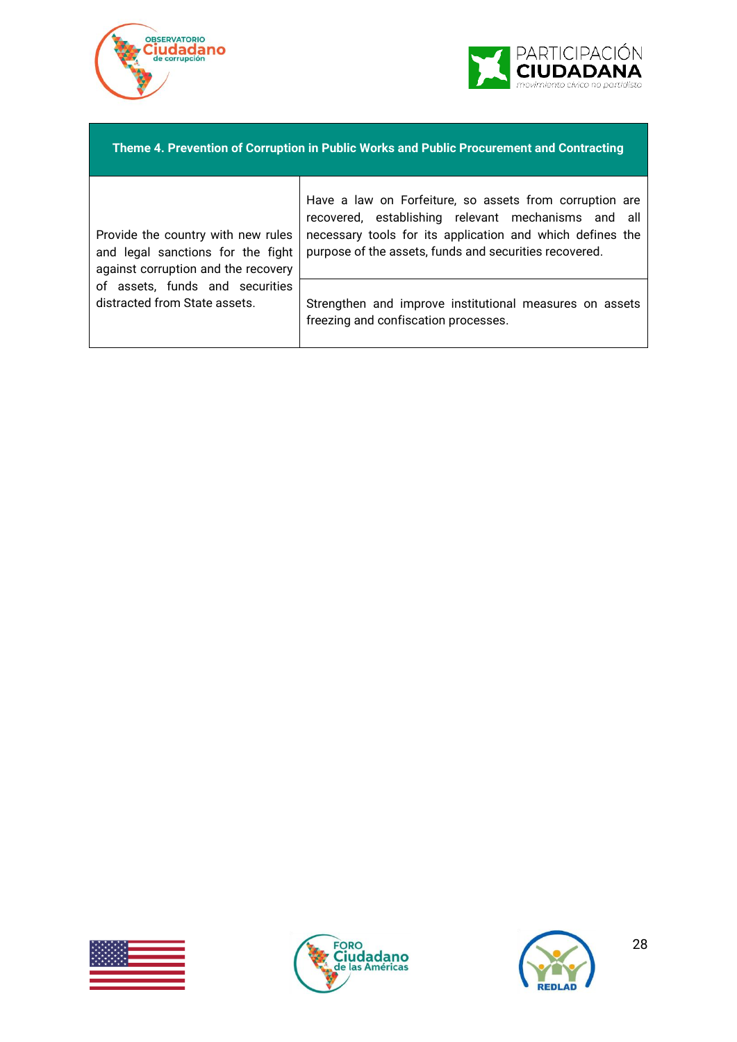| Theme 4. Prevention of Corruption in Public Works and Public Procurement and Contracting | |
|---|---|
| Provide the country with new rules and legal sanctions for the fight against corruption and the recovery of assets, funds and securities distracted from State assets. | Have a law on Forfeiture, so assets from corruption are recovered, establishing relevant mechanisms and all necessary tools for its application and which defines the purpose of the assets, funds and securities recovered. |
| | Strengthen and improve institutional measures on assets freezing and confiscation processes. |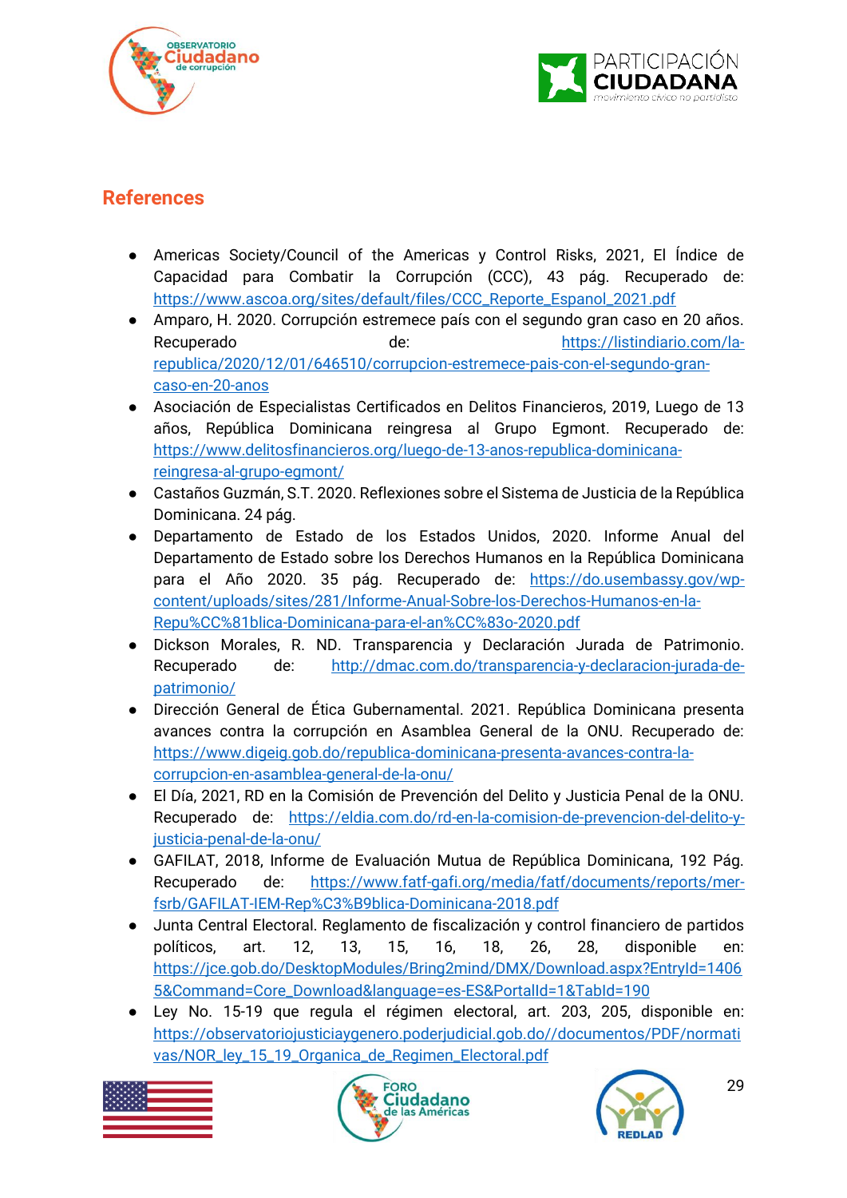## References

- Americas Society/Council of the Americas y Control Risks, 2021, El Índice de Capacidad para Combatir la Corrupción (CCC), 43 pág. Recuperado de: https://www.ascoa.org/sites/default/files/CCC_Reporte_Espanol_2021.pdf
- Amparo, H. 2020. Corrupción estremece país con el segundo gran caso en 20 años. Recuperado de: https://listindiario.com/la-republica/2020/12/01/646510/corrupcion-estremece-pais-con-el-segundo-gran-caso-en-20-anos
- Asociación de Especialistas Certificados en Delitos Financieros, 2019, Luego de 13 años, República Dominicana reingresa al Grupo Egmont. Recuperado de: https://www.delitosfinancieros.org/luego-de-13-anos-republica-dominicana-reingresa-al-grupo-egmont/
- Castaños Guzmán, S.T. 2020. Reflexiones sobre el Sistema de Justicia de la República Dominicana. 24 pág.
- Departamento de Estado de los Estados Unidos, 2020. Informe Anual del Departamento de Estado sobre los Derechos Humanos en la República Dominicana para el Año 2020. 35 pág. Recuperado de: https://do.usembassy.gov/wp-content/uploads/sites/281/Informe-Anual-Sobre-los-Derechos-Humanos-en-la-Repu%CC%81blica-Dominicana-para-el-an%CC%83o-2020.pdf
- Dickson Morales, R. ND. Transparencia y Declaración Jurada de Patrimonio. Recuperado de: http://dmac.com.do/transparencia-y-declaracion-jurada-de-patrimonio/
- Dirección General de Ética Gubernamental. 2021. República Dominicana presenta avances contra la corrupción en Asamblea General de la ONU. Recuperado de: https://www.digeig.gob.do/republica-dominicana-presenta-avances-contra-la-corrupcion-en-asamblea-general-de-la-onu/
- El Día, 2021, RD en la Comisión de Prevención del Delito y Justicia Penal de la ONU. Recuperado de: https://eldia.com.do/rd-en-la-comision-de-prevencion-del-delito-y-justicia-penal-de-la-onu/
- GAFILAT, 2018, Informe de Evaluación Mutua de República Dominicana, 192 Pág. Recuperado de: https://www.fatf-gafi.org/media/fatf/documents/reports/mer-fsrb/GAFILAT-IEM-Rep%C3%B9blica-Dominicana-2018.pdf
- Junta Central Electoral. Reglamento de fiscalización y control financiero de partidos políticos, art. 12, 13, 15, 16, 18, 26, 28, disponible en: https://jce.gob.do/DesktopModules/Bring2mind/DMX/Download.aspx?EntryId=14065&Command=Core_Download&language=es-ES&PortalId=1&TabId=190
- Ley No. 15-19 que regula el régimen electoral, art. 203, 205, disponible en: https://observatoriojusticiaygenero.poderjudicial.gob.do//documentos/PDF/normativas/NOR_ley_15_19_Organica_de_Regimen_Electoral.pdf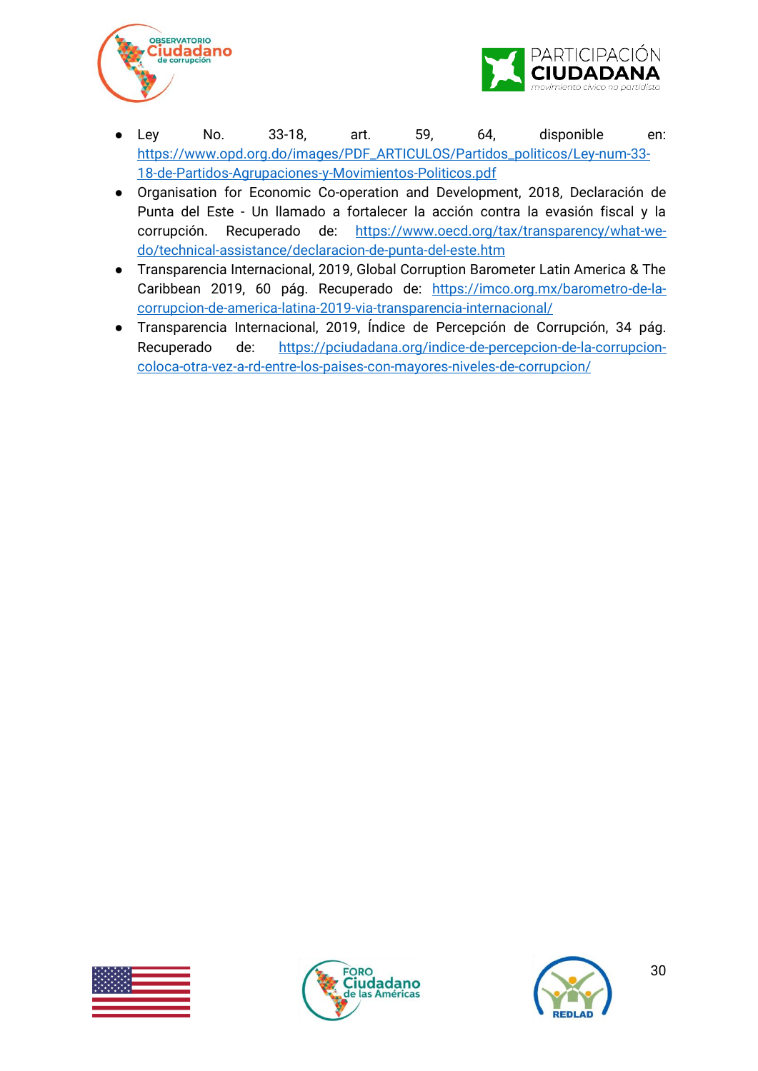- Ley No. 33-18, art. 59, 64, disponible en: https://www.opd.org.do/images/PDF_ARTICULOS/Partidos_politicos/Ley-num-33-18-de-Partidos-Agrupaciones-y-Movimientos-Politicos.pdf
- Organisation for Economic Co-operation and Development, 2018, Declaración de Punta del Este - Un llamado a fortalecer la acción contra la evasión fiscal y la corrupción. Recuperado de: https://www.oecd.org/tax/transparency/what-we-do/technical-assistance/declaracion-de-punta-del-este.htm
- Transparencia Internacional, 2019, Global Corruption Barometer Latin America & The Caribbean 2019, 60 pág. Recuperado de: https://imco.org.mx/barometro-de-la-corrupcion-de-america-latina-2019-via-transparencia-internacional/
- Transparencia Internacional, 2019, Índice de Percepción de Corrupción, 34 pág. Recuperado de: https://pciudadana.org/indice-de-percepcion-de-la-corrupcion-coloca-otra-vez-a-rd-entre-los-paises-con-mayores-niveles-de-corrupcion/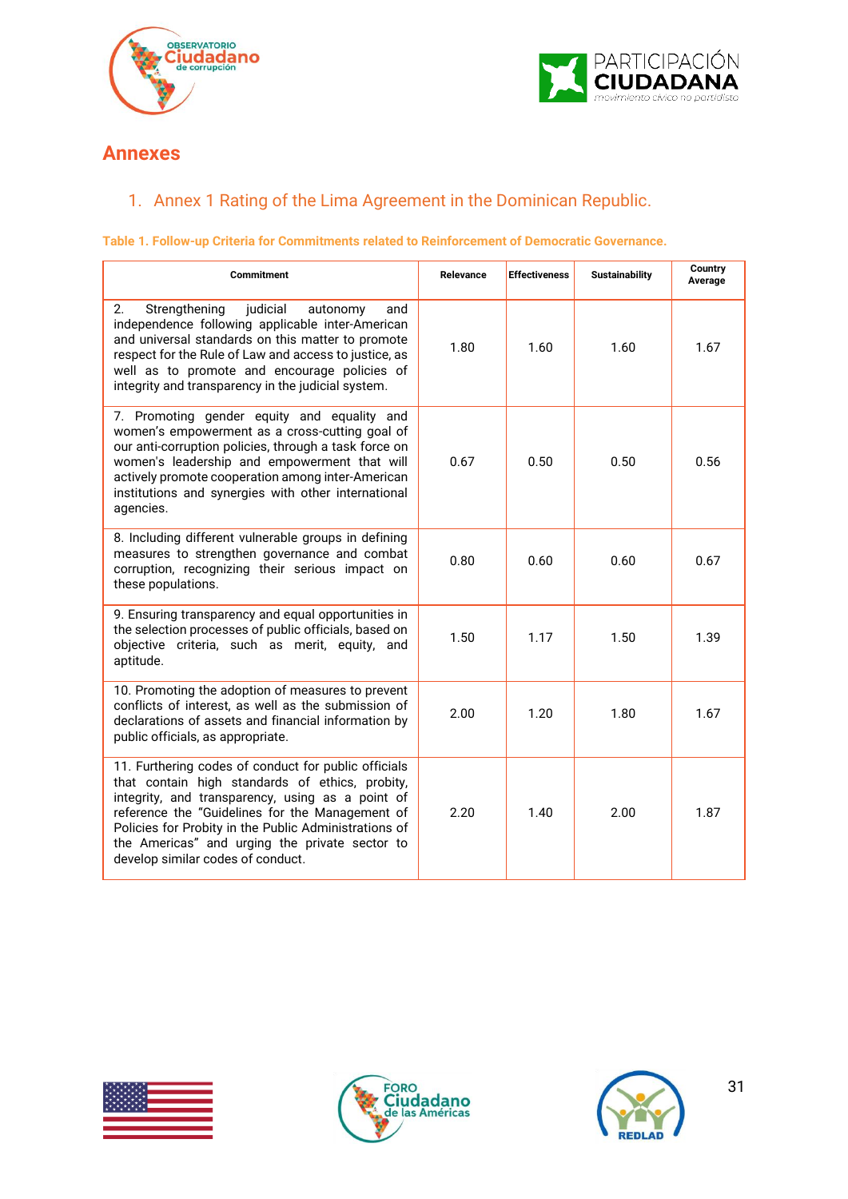# Annexes

## 1. Annex 1 Rating of the Lima Agreement in the Dominican Republic.

**Table 1. Follow-up Criteria for Commitments related to Reinforcement of Democratic Governance.**

| Commitment | Relevance | Effectiveness | Sustainability | Country Average |
|---|---|---|---|---|
| 2. Strengthening judicial autonomy and independence following applicable inter-American and universal standards on this matter to promote respect for the Rule of Law and access to justice, as well as to promote and encourage policies of integrity and transparency in the judicial system. | 1.80 | 1.60 | 1.60 | 1.67 |
| 7. Promoting gender equity and equality and women's empowerment as a cross-cutting goal of our anti-corruption policies, through a task force on women's leadership and empowerment that will actively promote cooperation among inter-American institutions and synergies with other international agencies. | 0.67 | 0.50 | 0.50 | 0.56 |
| 8. Including different vulnerable groups in defining measures to strengthen governance and combat corruption, recognizing their serious impact on these populations. | 0.80 | 0.60 | 0.60 | 0.67 |
| 9. Ensuring transparency and equal opportunities in the selection processes of public officials, based on objective criteria, such as merit, equity, and aptitude. | 1.50 | 1.17 | 1.50 | 1.39 |
| 10. Promoting the adoption of measures to prevent conflicts of interest, as well as the submission of declarations of assets and financial information by public officials, as appropriate. | 2.00 | 1.20 | 1.80 | 1.67 |
| 11. Furthering codes of conduct for public officials that contain high standards of ethics, probity, integrity, and transparency, using as a point of reference the "Guidelines for the Management of Policies for Probity in the Public Administrations of the Americas" and urging the private sector to develop similar codes of conduct. | 2.20 | 1.40 | 2.00 | 1.87 |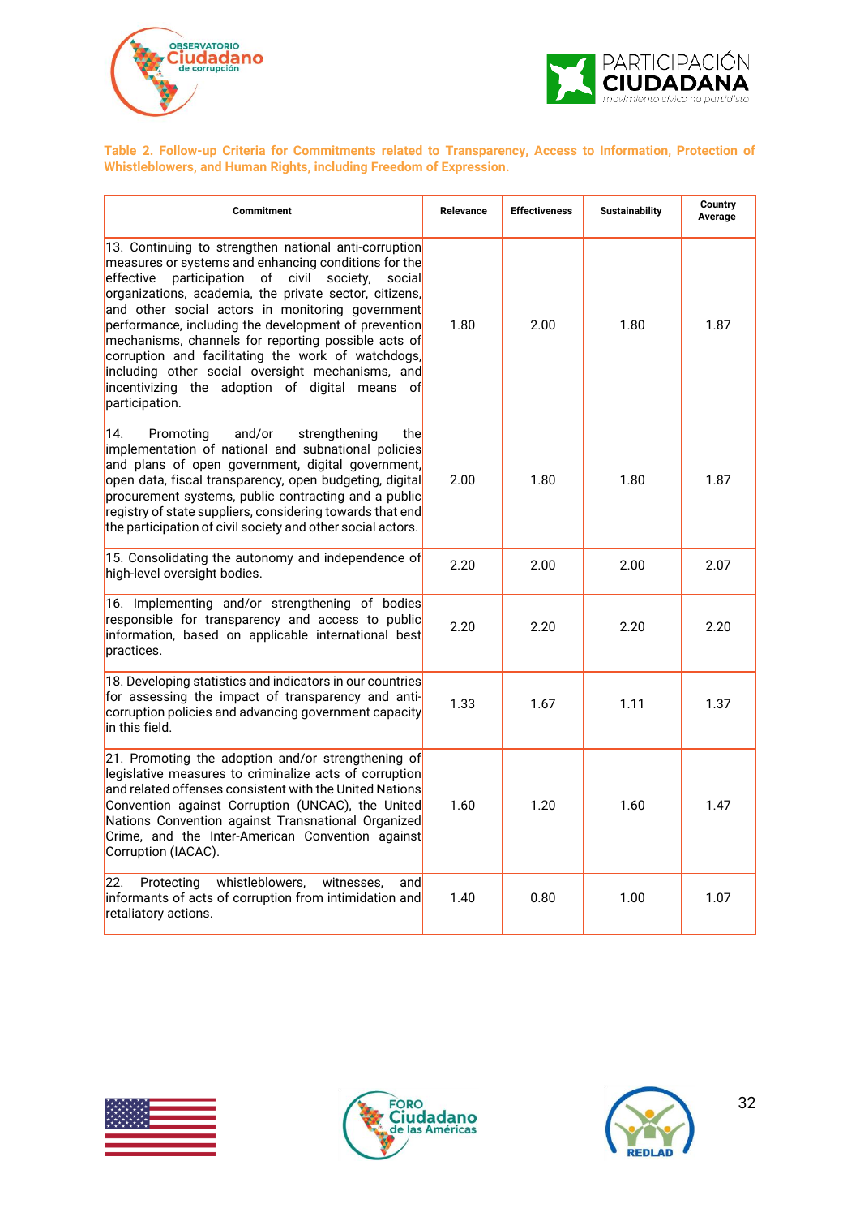**Table 2. Follow-up Criteria for Commitments related to Transparency, Access to Information, Protection of Whistleblowers, and Human Rights, including Freedom of Expression.**

| Commitment | Relevance | Effectiveness | Sustainability | Country Average |
|---|---|---|---|---|
| 13. Continuing to strengthen national anti-corruption measures or systems and enhancing conditions for the effective participation of civil society, social organizations, academia, the private sector, citizens, and other social actors in monitoring government performance, including the development of prevention mechanisms, channels for reporting possible acts of corruption and facilitating the work of watchdogs, including other social oversight mechanisms, and incentivizing the adoption of digital means of participation. | 1.80 | 2.00 | 1.80 | 1.87 |
| 14. Promoting and/or strengthening the implementation of national and subnational policies and plans of open government, digital government, open data, fiscal transparency, open budgeting, digital procurement systems, public contracting and a public registry of state suppliers, considering towards that end the participation of civil society and other social actors. | 2.00 | 1.80 | 1.80 | 1.87 |
| 15. Consolidating the autonomy and independence of high-level oversight bodies. | 2.20 | 2.00 | 2.00 | 2.07 |
| 16. Implementing and/or strengthening of bodies responsible for transparency and access to public information, based on applicable international best practices. | 2.20 | 2.20 | 2.20 | 2.20 |
| 18. Developing statistics and indicators in our countries for assessing the impact of transparency and anti-corruption policies and advancing government capacity in this field. | 1.33 | 1.67 | 1.11 | 1.37 |
| 21. Promoting the adoption and/or strengthening of legislative measures to criminalize acts of corruption and related offenses consistent with the United Nations Convention against Corruption (UNCAC), the United Nations Convention against Transnational Organized Crime, and the Inter-American Convention against Corruption (IACAC). | 1.60 | 1.20 | 1.60 | 1.47 |
| 22. Protecting whistleblowers, witnesses, and informants of acts of corruption from intimidation and retaliatory actions. | 1.40 | 0.80 | 1.00 | 1.07 |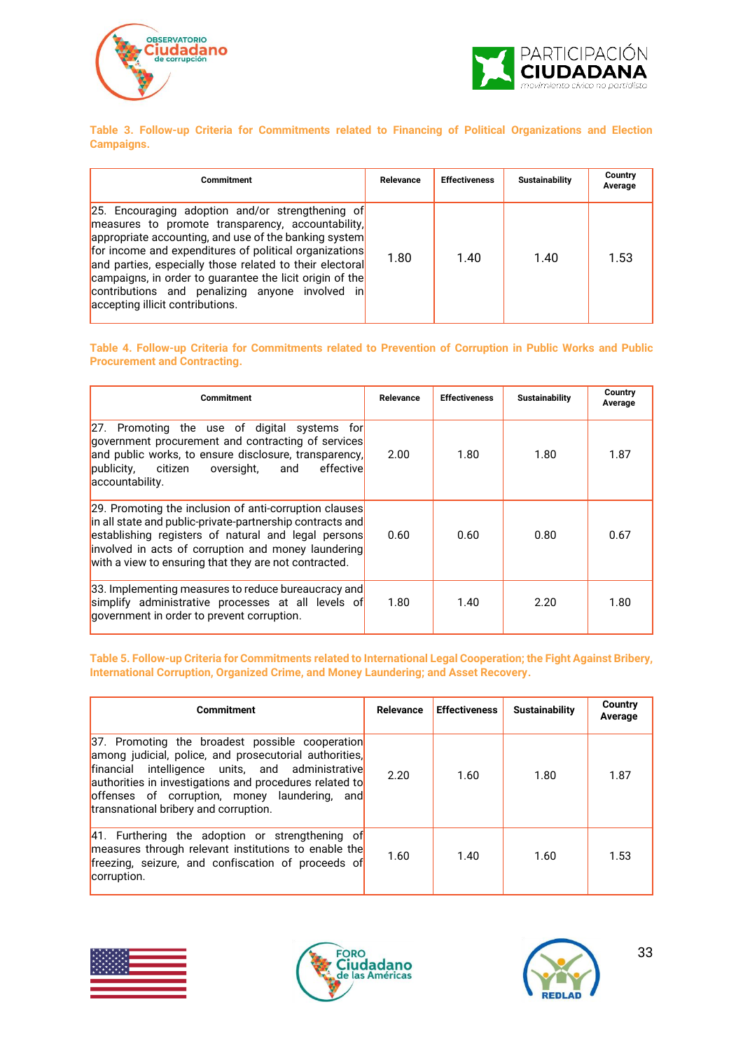**Table 3. Follow-up Criteria for Commitments related to Financing of Political Organizations and Election Campaigns.**

| Commitment | Relevance | Effectiveness | Sustainability | Country Average |
|---|---|---|---|---|
| 25. Encouraging adoption and/or strengthening of measures to promote transparency, accountability, appropriate accounting, and use of the banking system for income and expenditures of political organizations and parties, especially those related to their electoral campaigns, in order to guarantee the licit origin of the contributions and penalizing anyone involved in accepting illicit contributions. | 1.80 | 1.40 | 1.40 | 1.53 |

**Table 4. Follow-up Criteria for Commitments related to Prevention of Corruption in Public Works and Public Procurement and Contracting.**

| Commitment | Relevance | Effectiveness | Sustainability | Country Average |
|---|---|---|---|---|
| 27. Promoting the use of digital systems for government procurement and contracting of services and public works, to ensure disclosure, transparency, publicity, citizen oversight, and effective accountability. | 2.00 | 1.80 | 1.80 | 1.87 |
| 29. Promoting the inclusion of anti-corruption clauses in all state and public-private-partnership contracts and establishing registers of natural and legal persons involved in acts of corruption and money laundering with a view to ensuring that they are not contracted. | 0.60 | 0.60 | 0.80 | 0.67 |
| 33. Implementing measures to reduce bureaucracy and simplify administrative processes at all levels of government in order to prevent corruption. | 1.80 | 1.40 | 2.20 | 1.80 |

**Table 5. Follow-up Criteria for Commitments related to International Legal Cooperation; the Fight Against Bribery, International Corruption, Organized Crime, and Money Laundering; and Asset Recovery.**

| Commitment | Relevance | Effectiveness | Sustainability | Country Average |
|---|---|---|---|---|
| 37. Promoting the broadest possible cooperation among judicial, police, and prosecutorial authorities, financial intelligence units, and administrative authorities in investigations and procedures related to offenses of corruption, money laundering, and transnational bribery and corruption. | 2.20 | 1.60 | 1.80 | 1.87 |
| 41. Furthering the adoption or strengthening of measures through relevant institutions to enable the freezing, seizure, and confiscation of proceeds of corruption. | 1.60 | 1.40 | 1.60 | 1.53 |